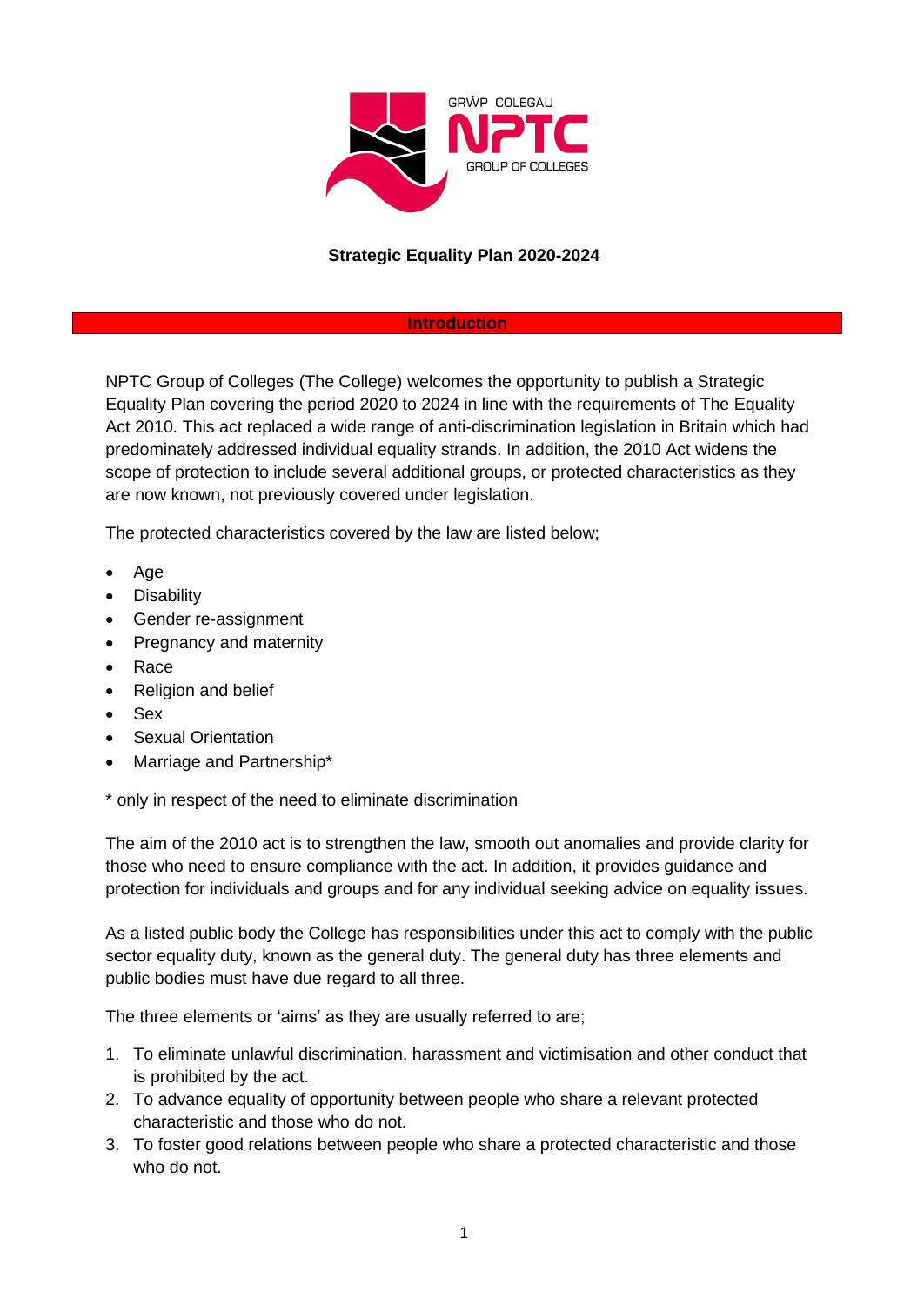# Strategic Equality Plan 2020-2024

## Introduction

NPTC Group of Colleges (The College) welcomes the opportunity to publish a Strategic Equality Plan covering the period 2020 to 2024 in line with the requirements of The Equality Act 2010. This act replaced a wide range of anti-discrimination legislation in Britain which had predominately addressed individual equality strands. In addition, the 2010 Act widens the scope of protection to include several additional groups, or protected characteristics as they are now known, not previously covered under legislation.

The protected characteristics covered by the law are listed below;

- Age
- Disability
- Gender re-assignment
- Pregnancy and maternity
- Race
- Religion and belief
- Sex
- Sexual Orientation
- Marriage and Partnership*

* only in respect of the need to eliminate discrimination

The aim of the 2010 act is to strengthen the law, smooth out anomalies and provide clarity for those who need to ensure compliance with the act. In addition, it provides guidance and protection for individuals and groups and for any individual seeking advice on equality issues.

As a listed public body the College has responsibilities under this act to comply with the public sector equality duty, known as the general duty. The general duty has three elements and public bodies must have due regard to all three.

The three elements or 'aims' as they are usually referred to are;

1. To eliminate unlawful discrimination, harassment and victimisation and other conduct that is prohibited by the act.
2. To advance equality of opportunity between people who share a relevant protected characteristic and those who do not.
3. To foster good relations between people who share a protected characteristic and those who do not.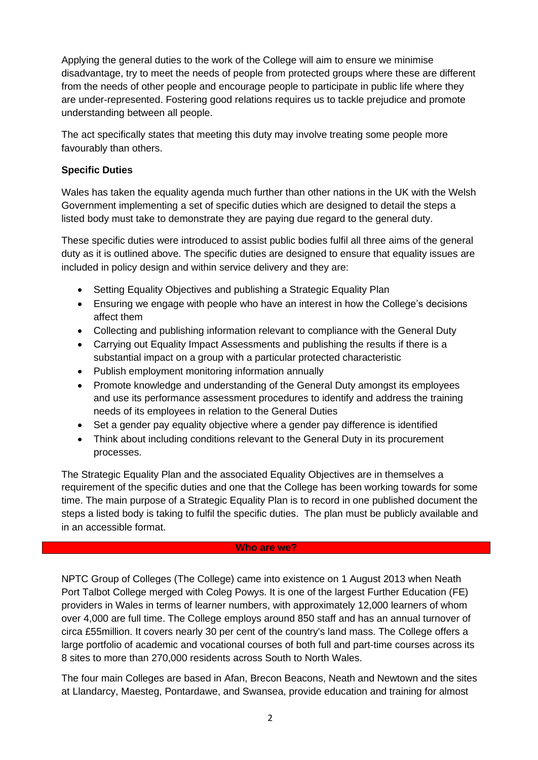Applying the general duties to the work of the College will aim to ensure we minimise disadvantage, try to meet the needs of people from protected groups where these are different from the needs of other people and encourage people to participate in public life where they are under-represented. Fostering good relations requires us to tackle prejudice and promote understanding between all people.

The act specifically states that meeting this duty may involve treating some people more favourably than others.

**Specific Duties**

Wales has taken the equality agenda much further than other nations in the UK with the Welsh Government implementing a set of specific duties which are designed to detail the steps a listed body must take to demonstrate they are paying due regard to the general duty.

These specific duties were introduced to assist public bodies fulfil all three aims of the general duty as it is outlined above. The specific duties are designed to ensure that equality issues are included in policy design and within service delivery and they are:

- Setting Equality Objectives and publishing a Strategic Equality Plan
- Ensuring we engage with people who have an interest in how the College's decisions affect them
- Collecting and publishing information relevant to compliance with the General Duty
- Carrying out Equality Impact Assessments and publishing the results if there is a substantial impact on a group with a particular protected characteristic
- Publish employment monitoring information annually
- Promote knowledge and understanding of the General Duty amongst its employees and use its performance assessment procedures to identify and address the training needs of its employees in relation to the General Duties
- Set a gender pay equality objective where a gender pay difference is identified
- Think about including conditions relevant to the General Duty in its procurement processes.

The Strategic Equality Plan and the associated Equality Objectives are in themselves a requirement of the specific duties and one that the College has been working towards for some time. The main purpose of a Strategic Equality Plan is to record in one published document the steps a listed body is taking to fulfil the specific duties. The plan must be publicly available and in an accessible format.

## Who are we?

NPTC Group of Colleges (The College) came into existence on 1 August 2013 when Neath Port Talbot College merged with Coleg Powys. It is one of the largest Further Education (FE) providers in Wales in terms of learner numbers, with approximately 12,000 learners of whom over 4,000 are full time. The College employs around 850 staff and has an annual turnover of circa £55million. It covers nearly 30 per cent of the country's land mass. The College offers a large portfolio of academic and vocational courses of both full and part-time courses across its 8 sites to more than 270,000 residents across South to North Wales.

The four main Colleges are based in Afan, Brecon Beacons, Neath and Newtown and the sites at Llandarcy, Maesteg, Pontardawe, and Swansea, provide education and training for almost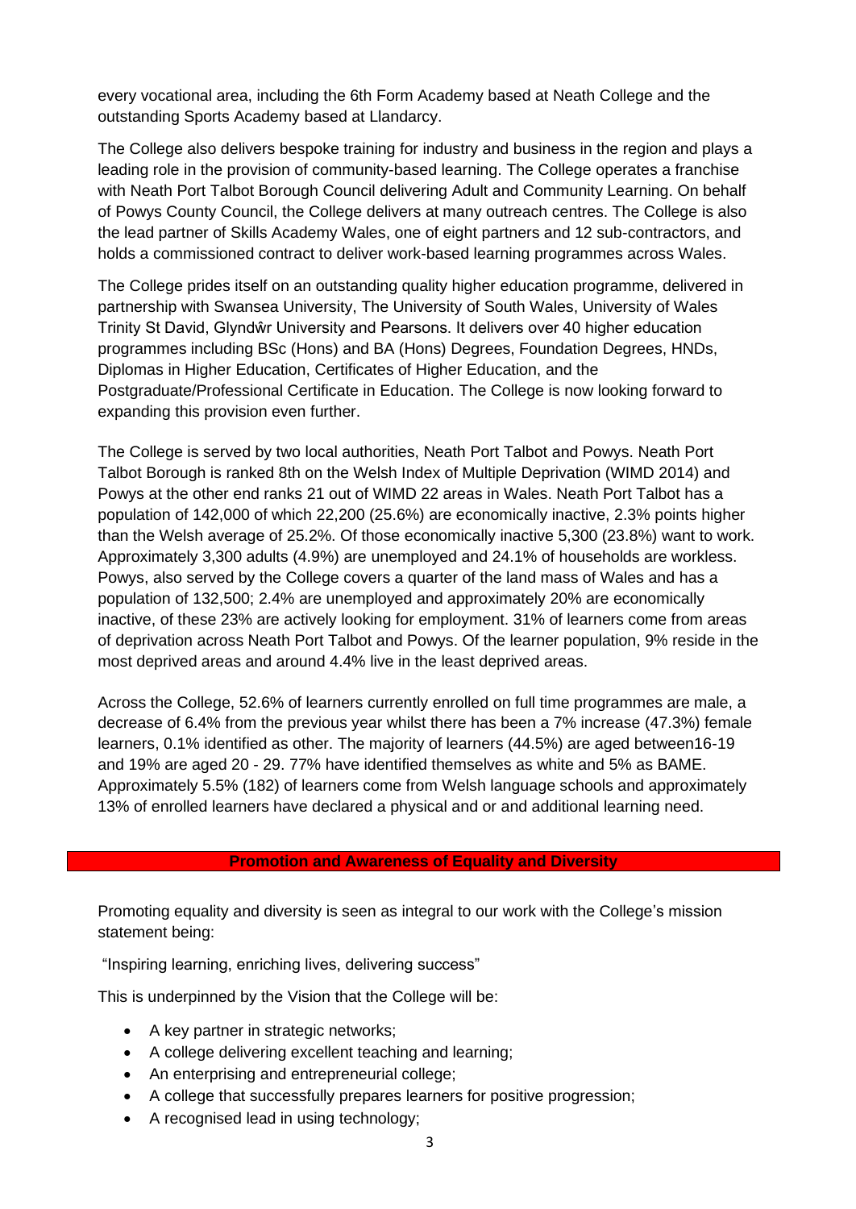every vocational area, including the 6th Form Academy based at Neath College and the outstanding Sports Academy based at Llandarcy.

The College also delivers bespoke training for industry and business in the region and plays a leading role in the provision of community-based learning. The College operates a franchise with Neath Port Talbot Borough Council delivering Adult and Community Learning. On behalf of Powys County Council, the College delivers at many outreach centres. The College is also the lead partner of Skills Academy Wales, one of eight partners and 12 sub-contractors, and holds a commissioned contract to deliver work-based learning programmes across Wales.

The College prides itself on an outstanding quality higher education programme, delivered in partnership with Swansea University, The University of South Wales, University of Wales Trinity St David, Glyndŵr University and Pearsons. It delivers over 40 higher education programmes including BSc (Hons) and BA (Hons) Degrees, Foundation Degrees, HNDs, Diplomas in Higher Education, Certificates of Higher Education, and the Postgraduate/Professional Certificate in Education. The College is now looking forward to expanding this provision even further.

The College is served by two local authorities, Neath Port Talbot and Powys. Neath Port Talbot Borough is ranked 8th on the Welsh Index of Multiple Deprivation (WIMD 2014) and Powys at the other end ranks 21 out of WIMD 22 areas in Wales. Neath Port Talbot has a population of 142,000 of which 22,200 (25.6%) are economically inactive, 2.3% points higher than the Welsh average of 25.2%. Of those economically inactive 5,300 (23.8%) want to work. Approximately 3,300 adults (4.9%) are unemployed and 24.1% of households are workless. Powys, also served by the College covers a quarter of the land mass of Wales and has a population of 132,500; 2.4% are unemployed and approximately 20% are economically inactive, of these 23% are actively looking for employment. 31% of learners come from areas of deprivation across Neath Port Talbot and Powys. Of the learner population, 9% reside in the most deprived areas and around 4.4% live in the least deprived areas.

Across the College, 52.6% of learners currently enrolled on full time programmes are male, a decrease of 6.4% from the previous year whilst there has been a 7% increase (47.3%) female learners, 0.1% identified as other. The majority of learners (44.5%) are aged between16-19 and 19% are aged 20 - 29. 77% have identified themselves as white and 5% as BAME. Approximately 5.5% (182) of learners come from Welsh language schools and approximately 13% of enrolled learners have declared a physical and or and additional learning need.

## Promotion and Awareness of Equality and Diversity

Promoting equality and diversity is seen as integral to our work with the College's mission statement being:

"Inspiring learning, enriching lives, delivering success"

This is underpinned by the Vision that the College will be:

- A key partner in strategic networks;
- A college delivering excellent teaching and learning;
- An enterprising and entrepreneurial college;
- A college that successfully prepares learners for positive progression;
- A recognised lead in using technology;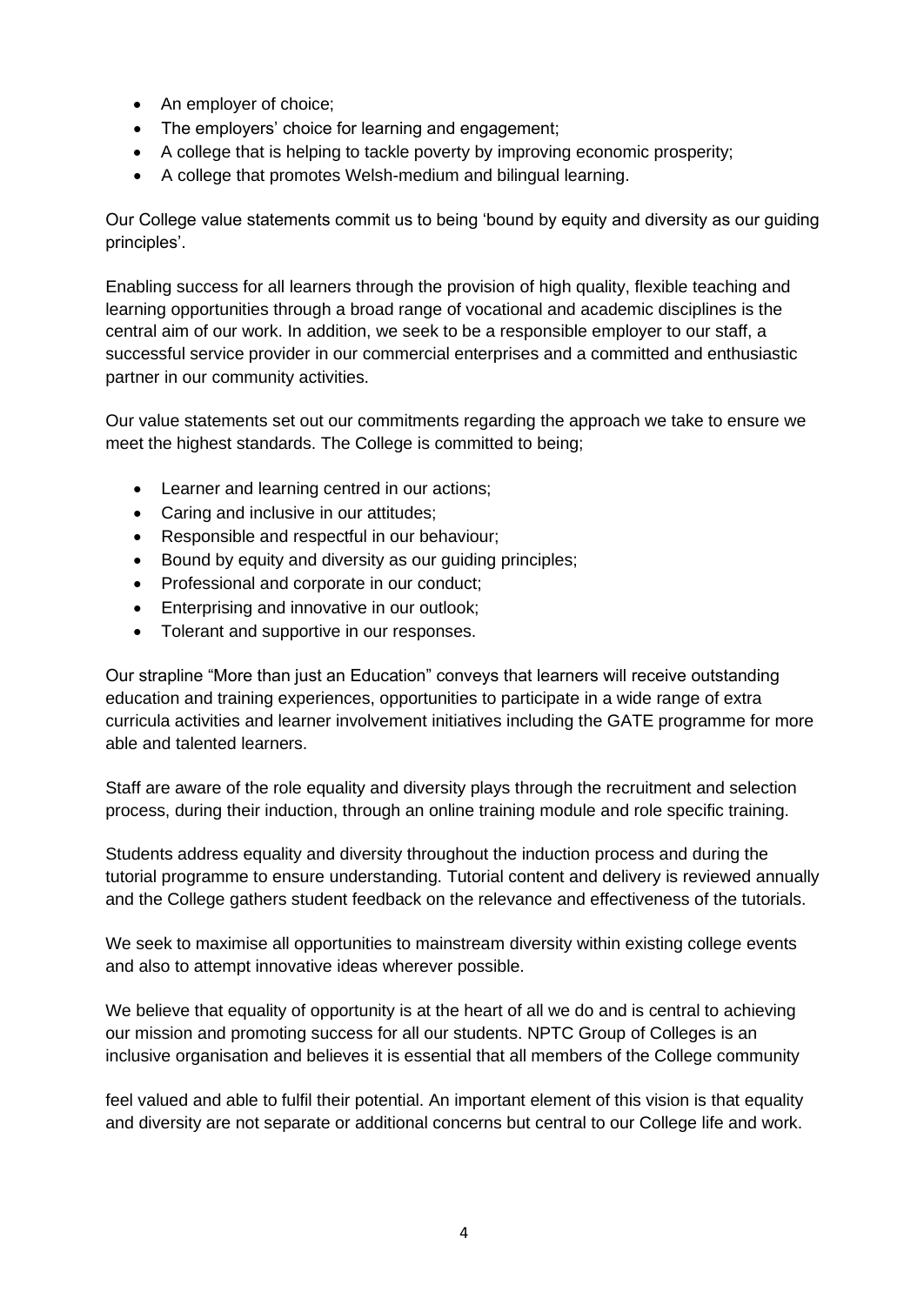- An employer of choice;
- The employers' choice for learning and engagement;
- A college that is helping to tackle poverty by improving economic prosperity;
- A college that promotes Welsh-medium and bilingual learning.

Our College value statements commit us to being 'bound by equity and diversity as our guiding principles'.

Enabling success for all learners through the provision of high quality, flexible teaching and learning opportunities through a broad range of vocational and academic disciplines is the central aim of our work. In addition, we seek to be a responsible employer to our staff, a successful service provider in our commercial enterprises and a committed and enthusiastic partner in our community activities.

Our value statements set out our commitments regarding the approach we take to ensure we meet the highest standards. The College is committed to being;

- Learner and learning centred in our actions;
- Caring and inclusive in our attitudes;
- Responsible and respectful in our behaviour;
- Bound by equity and diversity as our guiding principles;
- Professional and corporate in our conduct;
- Enterprising and innovative in our outlook;
- Tolerant and supportive in our responses.

Our strapline "More than just an Education" conveys that learners will receive outstanding education and training experiences, opportunities to participate in a wide range of extra curricula activities and learner involvement initiatives including the GATE programme for more able and talented learners.

Staff are aware of the role equality and diversity plays through the recruitment and selection process, during their induction, through an online training module and role specific training.

Students address equality and diversity throughout the induction process and during the tutorial programme to ensure understanding. Tutorial content and delivery is reviewed annually and the College gathers student feedback on the relevance and effectiveness of the tutorials.

We seek to maximise all opportunities to mainstream diversity within existing college events and also to attempt innovative ideas wherever possible.

We believe that equality of opportunity is at the heart of all we do and is central to achieving our mission and promoting success for all our students. NPTC Group of Colleges is an inclusive organisation and believes it is essential that all members of the College community feel valued and able to fulfil their potential. An important element of this vision is that equality and diversity are not separate or additional concerns but central to our College life and work.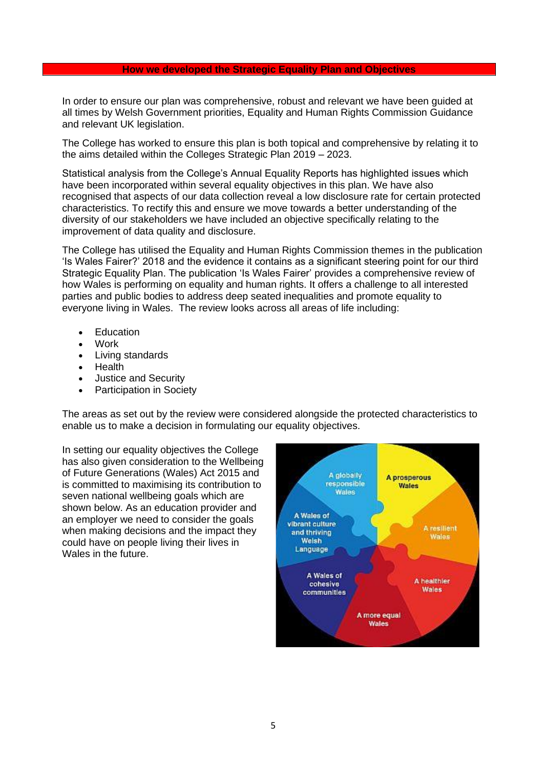## How we developed the Strategic Equality Plan and Objectives

In order to ensure our plan was comprehensive, robust and relevant we have been guided at all times by Welsh Government priorities, Equality and Human Rights Commission Guidance and relevant UK legislation.

The College has worked to ensure this plan is both topical and comprehensive by relating it to the aims detailed within the Colleges Strategic Plan 2019 – 2023.

Statistical analysis from the College's Annual Equality Reports has highlighted issues which have been incorporated within several equality objectives in this plan. We have also recognised that aspects of our data collection reveal a low disclosure rate for certain protected characteristics. To rectify this and ensure we move towards a better understanding of the diversity of our stakeholders we have included an objective specifically relating to the improvement of data quality and disclosure.

The College has utilised the Equality and Human Rights Commission themes in the publication 'Is Wales Fairer?' 2018 and the evidence it contains as a significant steering point for our third Strategic Equality Plan. The publication 'Is Wales Fairer' provides a comprehensive review of how Wales is performing on equality and human rights. It offers a challenge to all interested parties and public bodies to address deep seated inequalities and promote equality to everyone living in Wales. The review looks across all areas of life including:

- Education
- Work
- Living standards
- Health
- Justice and Security
- Participation in Society

The areas as set out by the review were considered alongside the protected characteristics to enable us to make a decision in formulating our equality objectives.

In setting our equality objectives the College has also given consideration to the Wellbeing of Future Generations (Wales) Act 2015 and is committed to maximising its contribution to seven national wellbeing goals which are shown below. As an education provider and an employer we need to consider the goals when making decisions and the impact they could have on people living their lives in Wales in the future.

A globally responsible Wales

A prosperous Wales

A Wales of vibrant culture and thriving Welsh Language

A resilient Wales

A Wales of cohesive communities

A healthier Wales

A more equal Wales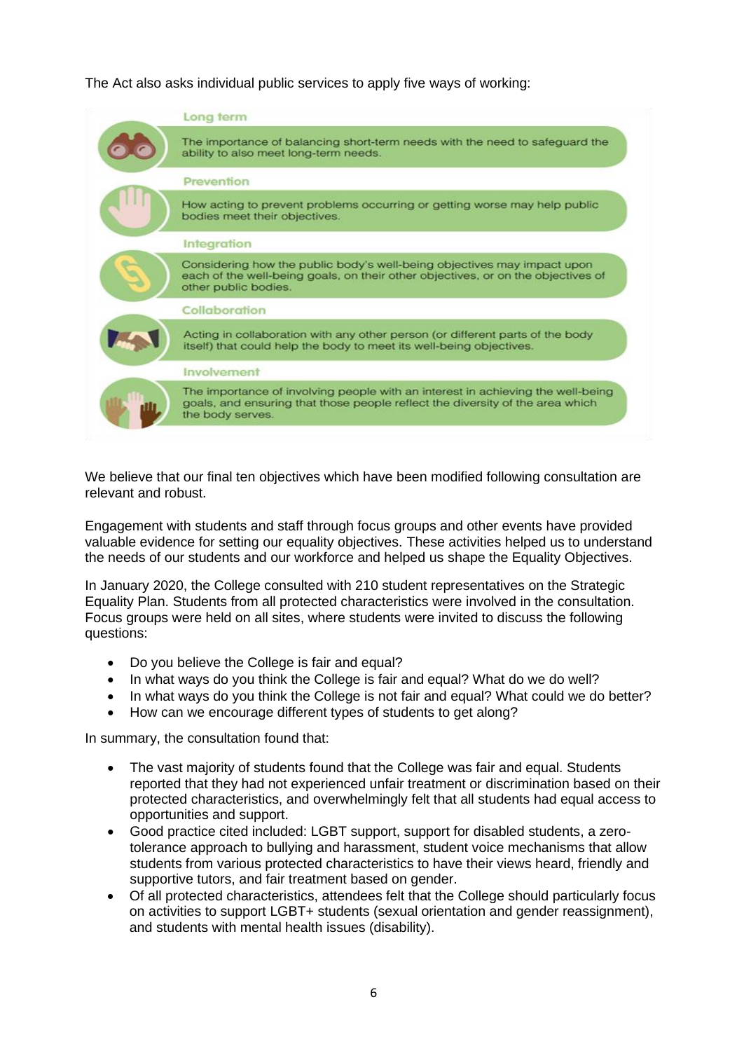The Act also asks individual public services to apply five ways of working:

**Long term**

The importance of balancing short-term needs with the need to safeguard the ability to also meet long-term needs.

**Prevention**

How acting to prevent problems occurring or getting worse may help public bodies meet their objectives.

**Integration**

Considering how the public body's well-being objectives may impact upon each of the well-being goals, on their other objectives, or on the objectives of other public bodies.

**Collaboration**

Acting in collaboration with any other person (or different parts of the body itself) that could help the body to meet its well-being objectives.

**Involvement**

The importance of involving people with an interest in achieving the well-being goals, and ensuring that those people reflect the diversity of the area which the body serves.

We believe that our final ten objectives which have been modified following consultation are relevant and robust.

Engagement with students and staff through focus groups and other events have provided valuable evidence for setting our equality objectives. These activities helped us to understand the needs of our students and our workforce and helped us shape the Equality Objectives.

In January 2020, the College consulted with 210 student representatives on the Strategic Equality Plan. Students from all protected characteristics were involved in the consultation. Focus groups were held on all sites, where students were invited to discuss the following questions:

- Do you believe the College is fair and equal?
- In what ways do you think the College is fair and equal? What do we do well?
- In what ways do you think the College is not fair and equal? What could we do better?
- How can we encourage different types of students to get along?

In summary, the consultation found that:

- The vast majority of students found that the College was fair and equal. Students reported that they had not experienced unfair treatment or discrimination based on their protected characteristics, and overwhelmingly felt that all students had equal access to opportunities and support.
- Good practice cited included: LGBT support, support for disabled students, a zero-tolerance approach to bullying and harassment, student voice mechanisms that allow students from various protected characteristics to have their views heard, friendly and supportive tutors, and fair treatment based on gender.
- Of all protected characteristics, attendees felt that the College should particularly focus on activities to support LGBT+ students (sexual orientation and gender reassignment), and students with mental health issues (disability).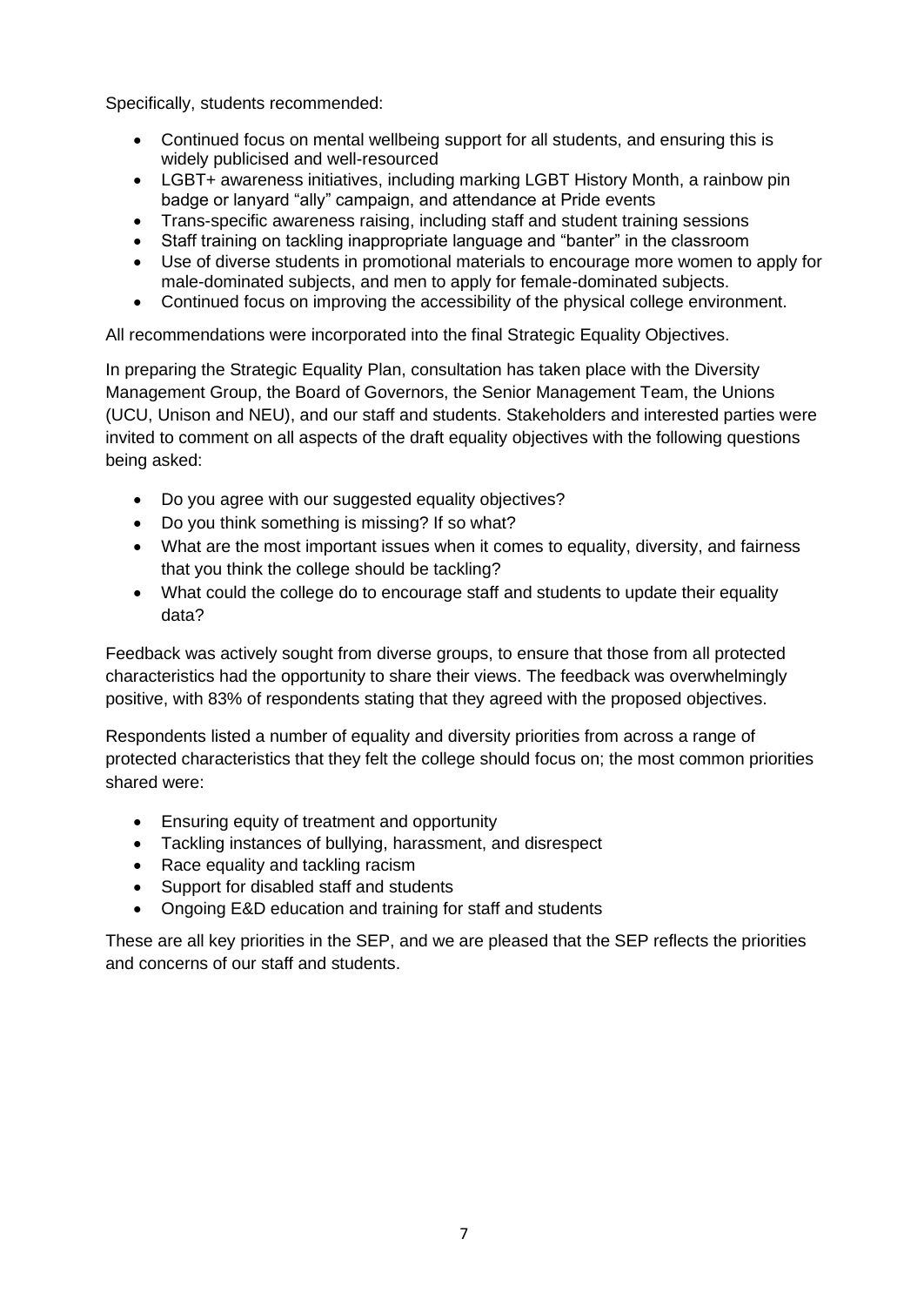Specifically, students recommended:

- Continued focus on mental wellbeing support for all students, and ensuring this is widely publicised and well-resourced
- LGBT+ awareness initiatives, including marking LGBT History Month, a rainbow pin badge or lanyard "ally" campaign, and attendance at Pride events
- Trans-specific awareness raising, including staff and student training sessions
- Staff training on tackling inappropriate language and "banter" in the classroom
- Use of diverse students in promotional materials to encourage more women to apply for male-dominated subjects, and men to apply for female-dominated subjects.
- Continued focus on improving the accessibility of the physical college environment.

All recommendations were incorporated into the final Strategic Equality Objectives.

In preparing the Strategic Equality Plan, consultation has taken place with the Diversity Management Group, the Board of Governors, the Senior Management Team, the Unions (UCU, Unison and NEU), and our staff and students. Stakeholders and interested parties were invited to comment on all aspects of the draft equality objectives with the following questions being asked:

- Do you agree with our suggested equality objectives?
- Do you think something is missing? If so what?
- What are the most important issues when it comes to equality, diversity, and fairness that you think the college should be tackling?
- What could the college do to encourage staff and students to update their equality data?

Feedback was actively sought from diverse groups, to ensure that those from all protected characteristics had the opportunity to share their views. The feedback was overwhelmingly positive, with 83% of respondents stating that they agreed with the proposed objectives.

Respondents listed a number of equality and diversity priorities from across a range of protected characteristics that they felt the college should focus on; the most common priorities shared were:

- Ensuring equity of treatment and opportunity
- Tackling instances of bullying, harassment, and disrespect
- Race equality and tackling racism
- Support for disabled staff and students
- Ongoing E&D education and training for staff and students

These are all key priorities in the SEP, and we are pleased that the SEP reflects the priorities and concerns of our staff and students.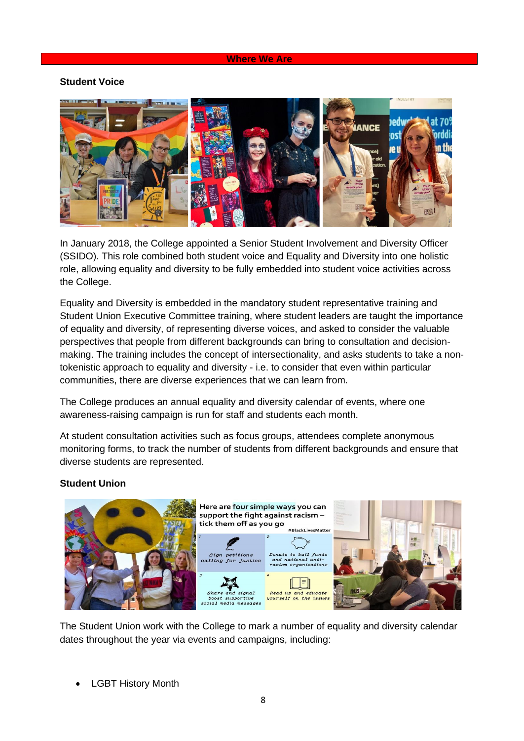## Where We Are

### Student Voice

In January 2018, the College appointed a Senior Student Involvement and Diversity Officer (SSIDO). This role combined both student voice and Equality and Diversity into one holistic role, allowing equality and diversity to be fully embedded into student voice activities across the College.

Equality and Diversity is embedded in the mandatory student representative training and Student Union Executive Committee training, where student leaders are taught the importance of equality and diversity, of representing diverse voices, and asked to consider the valuable perspectives that people from different backgrounds can bring to consultation and decision-making. The training includes the concept of intersectionality, and asks students to take a non-tokenistic approach to equality and diversity - i.e. to consider that even within particular communities, there are diverse experiences that we can learn from.

The College produces an annual equality and diversity calendar of events, where one awareness-raising campaign is run for staff and students each month.

At student consultation activities such as focus groups, attendees complete anonymous monitoring forms, to track the number of students from different backgrounds and ensure that diverse students are represented.

### Student Union

The Student Union work with the College to mark a number of equality and diversity calendar dates throughout the year via events and campaigns, including:

- LGBT History Month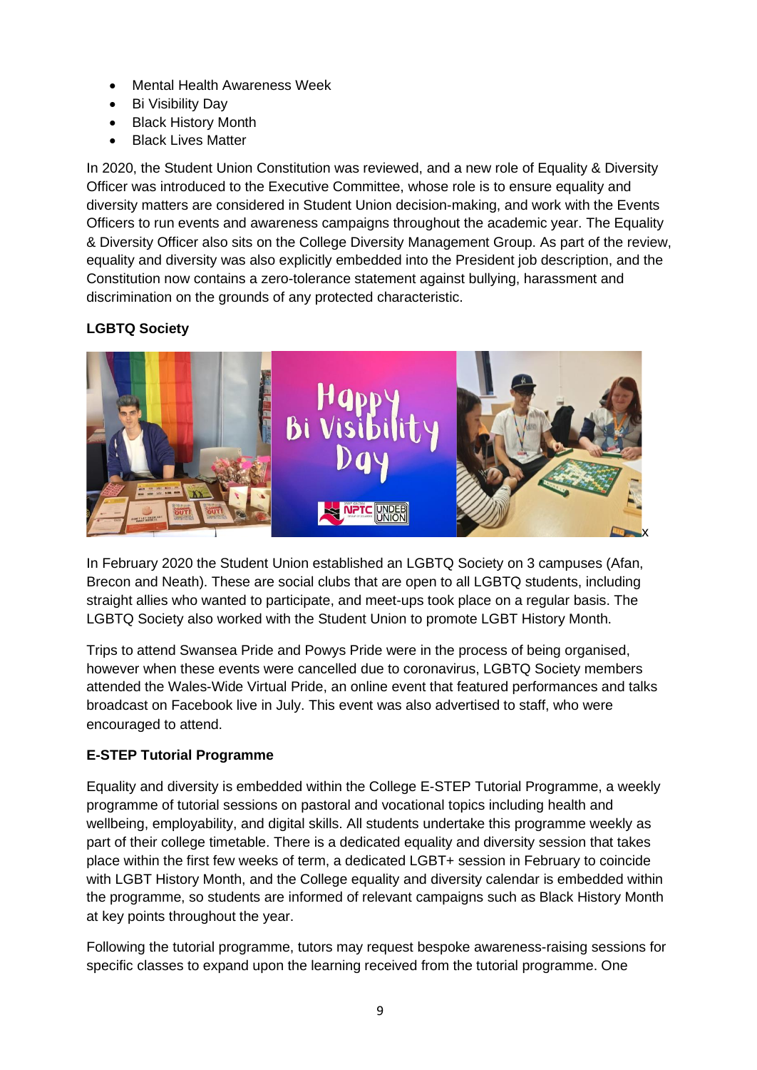- Mental Health Awareness Week
- Bi Visibility Day
- Black History Month
- Black Lives Matter

In 2020, the Student Union Constitution was reviewed, and a new role of Equality & Diversity Officer was introduced to the Executive Committee, whose role is to ensure equality and diversity matters are considered in Student Union decision-making, and work with the Events Officers to run events and awareness campaigns throughout the academic year. The Equality & Diversity Officer also sits on the College Diversity Management Group. As part of the review, equality and diversity was also explicitly embedded into the President job description, and the Constitution now contains a zero-tolerance statement against bullying, harassment and discrimination on the grounds of any protected characteristic.

**LGBTQ Society**

In February 2020 the Student Union established an LGBTQ Society on 3 campuses (Afan, Brecon and Neath). These are social clubs that are open to all LGBTQ students, including straight allies who wanted to participate, and meet-ups took place on a regular basis. The LGBTQ Society also worked with the Student Union to promote LGBT History Month.

Trips to attend Swansea Pride and Powys Pride were in the process of being organised, however when these events were cancelled due to coronavirus, LGBTQ Society members attended the Wales-Wide Virtual Pride, an online event that featured performances and talks broadcast on Facebook live in July. This event was also advertised to staff, who were encouraged to attend.

**E-STEP Tutorial Programme**

Equality and diversity is embedded within the College E-STEP Tutorial Programme, a weekly programme of tutorial sessions on pastoral and vocational topics including health and wellbeing, employability, and digital skills. All students undertake this programme weekly as part of their college timetable. There is a dedicated equality and diversity session that takes place within the first few weeks of term, a dedicated LGBT+ session in February to coincide with LGBT History Month, and the College equality and diversity calendar is embedded within the programme, so students are informed of relevant campaigns such as Black History Month at key points throughout the year.

Following the tutorial programme, tutors may request bespoke awareness-raising sessions for specific classes to expand upon the learning received from the tutorial programme. One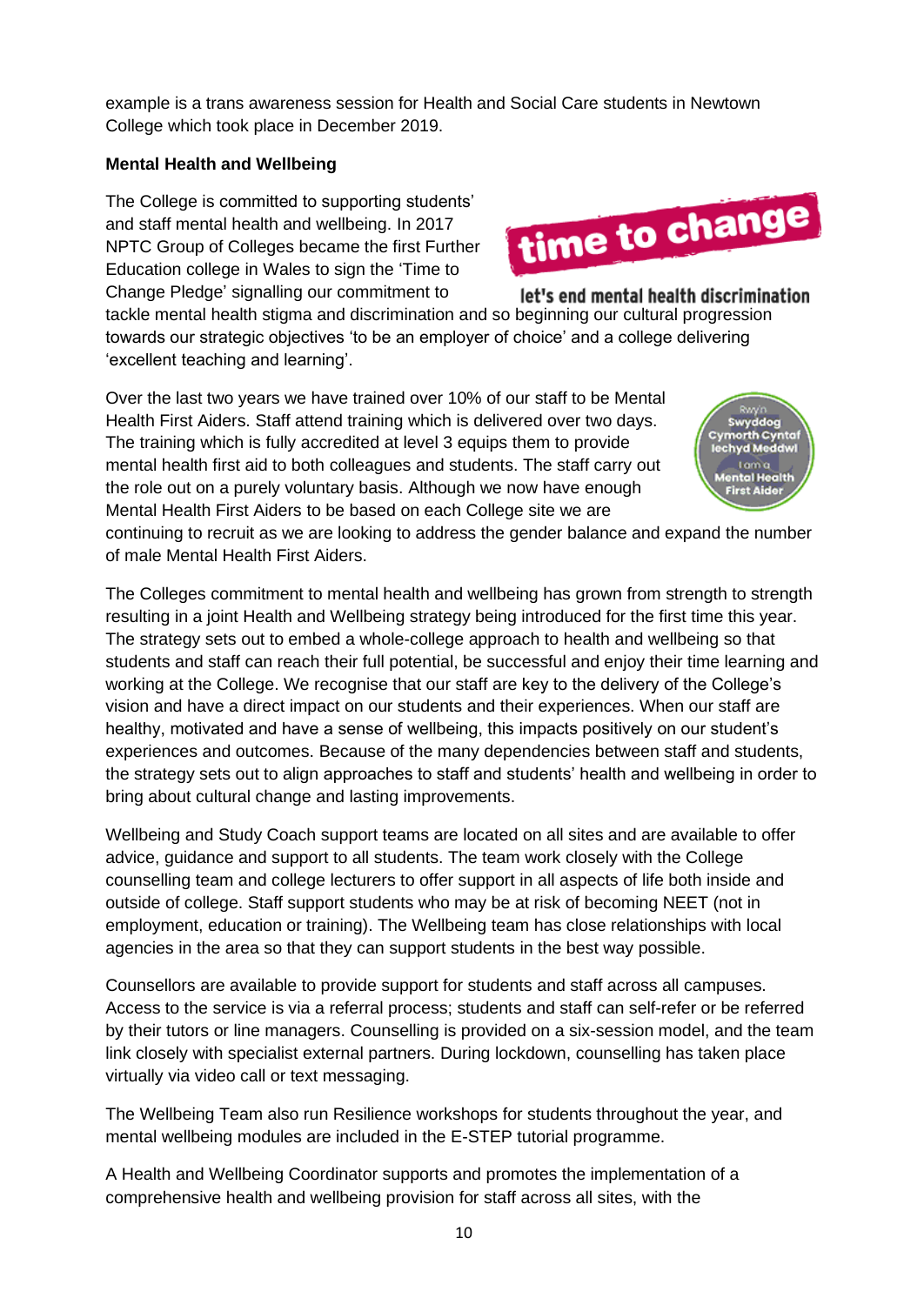example is a trans awareness session for Health and Social Care students in Newtown College which took place in December 2019.

**Mental Health and Wellbeing**

The College is committed to supporting students' and staff mental health and wellbeing. In 2017 NPTC Group of Colleges became the first Further Education college in Wales to sign the 'Time to Change Pledge' signalling our commitment to tackle mental health stigma and discrimination and so beginning our cultural progression towards our strategic objectives 'to be an employer of choice' and a college delivering 'excellent teaching and learning'.

Over the last two years we have trained over 10% of our staff to be Mental Health First Aiders. Staff attend training which is delivered over two days. The training which is fully accredited at level 3 equips them to provide mental health first aid to both colleagues and students. The staff carry out the role out on a purely voluntary basis. Although we now have enough Mental Health First Aiders to be based on each College site we are continuing to recruit as we are looking to address the gender balance and expand the number of male Mental Health First Aiders.

The Colleges commitment to mental health and wellbeing has grown from strength to strength resulting in a joint Health and Wellbeing strategy being introduced for the first time this year. The strategy sets out to embed a whole-college approach to health and wellbeing so that students and staff can reach their full potential, be successful and enjoy their time learning and working at the College. We recognise that our staff are key to the delivery of the College's vision and have a direct impact on our students and their experiences. When our staff are healthy, motivated and have a sense of wellbeing, this impacts positively on our student's experiences and outcomes. Because of the many dependencies between staff and students, the strategy sets out to align approaches to staff and students' health and wellbeing in order to bring about cultural change and lasting improvements.

Wellbeing and Study Coach support teams are located on all sites and are available to offer advice, guidance and support to all students. The team work closely with the College counselling team and college lecturers to offer support in all aspects of life both inside and outside of college. Staff support students who may be at risk of becoming NEET (not in employment, education or training). The Wellbeing team has close relationships with local agencies in the area so that they can support students in the best way possible.

Counsellors are available to provide support for students and staff across all campuses. Access to the service is via a referral process; students and staff can self-refer or be referred by their tutors or line managers. Counselling is provided on a six-session model, and the team link closely with specialist external partners. During lockdown, counselling has taken place virtually via video call or text messaging.

The Wellbeing Team also run Resilience workshops for students throughout the year, and mental wellbeing modules are included in the E-STEP tutorial programme.

A Health and Wellbeing Coordinator supports and promotes the implementation of a comprehensive health and wellbeing provision for staff across all sites, with the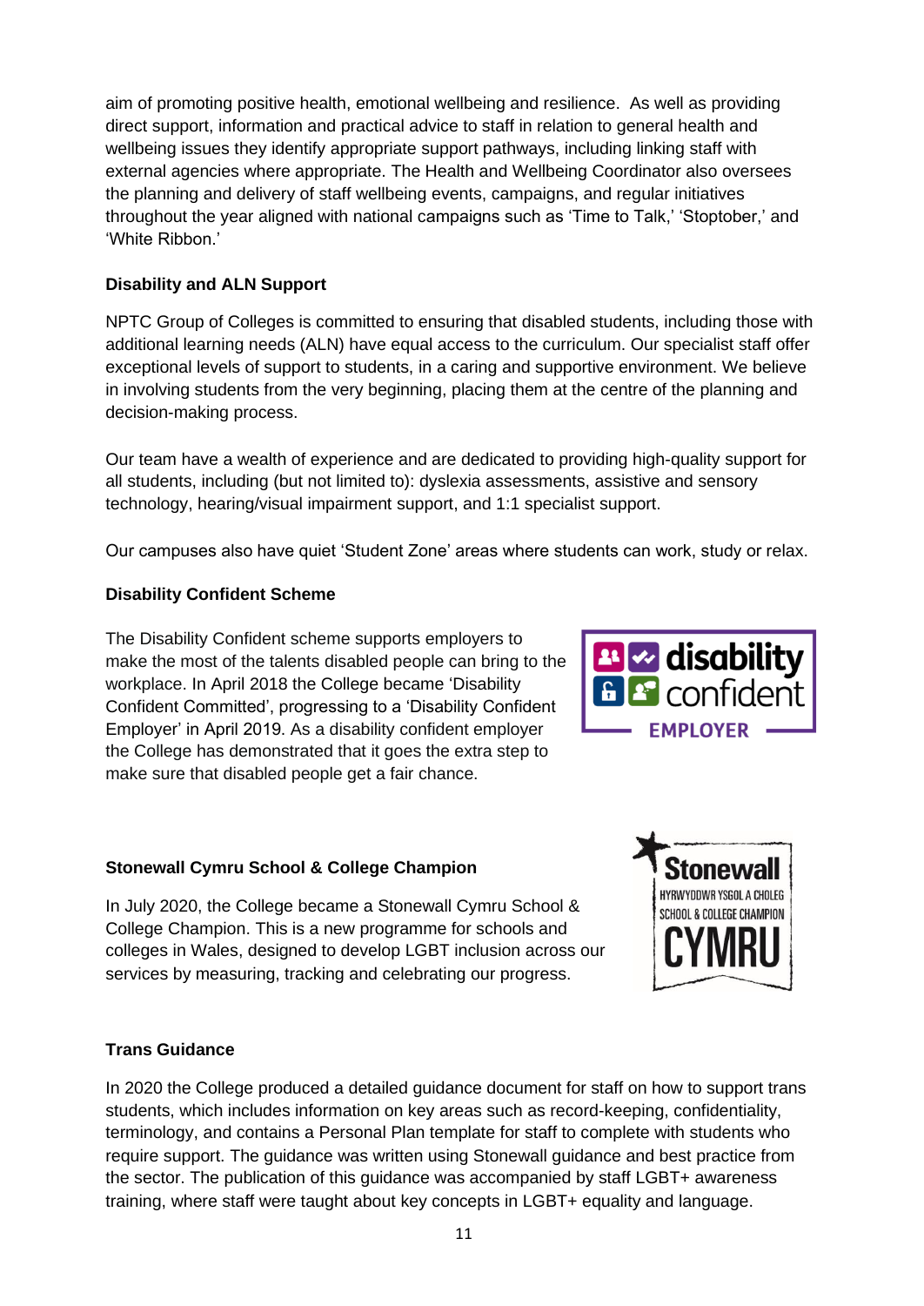aim of promoting positive health, emotional wellbeing and resilience. As well as providing direct support, information and practical advice to staff in relation to general health and wellbeing issues they identify appropriate support pathways, including linking staff with external agencies where appropriate. The Health and Wellbeing Coordinator also oversees the planning and delivery of staff wellbeing events, campaigns, and regular initiatives throughout the year aligned with national campaigns such as 'Time to Talk,' 'Stoptober,' and 'White Ribbon.'

**Disability and ALN Support**

NPTC Group of Colleges is committed to ensuring that disabled students, including those with additional learning needs (ALN) have equal access to the curriculum. Our specialist staff offer exceptional levels of support to students, in a caring and supportive environment. We believe in involving students from the very beginning, placing them at the centre of the planning and decision-making process.

Our team have a wealth of experience and are dedicated to providing high-quality support for all students, including (but not limited to): dyslexia assessments, assistive and sensory technology, hearing/visual impairment support, and 1:1 specialist support.

Our campuses also have quiet 'Student Zone' areas where students can work, study or relax.

**Disability Confident Scheme**

The Disability Confident scheme supports employers to make the most of the talents disabled people can bring to the workplace. In April 2018 the College became 'Disability Confident Committed', progressing to a 'Disability Confident Employer' in April 2019. As a disability confident employer the College has demonstrated that it goes the extra step to make sure that disabled people get a fair chance.

**Stonewall Cymru School & College Champion**

In July 2020, the College became a Stonewall Cymru School & College Champion. This is a new programme for schools and colleges in Wales, designed to develop LGBT inclusion across our services by measuring, tracking and celebrating our progress.

**Trans Guidance**

In 2020 the College produced a detailed guidance document for staff on how to support trans students, which includes information on key areas such as record-keeping, confidentiality, terminology, and contains a Personal Plan template for staff to complete with students who require support. The guidance was written using Stonewall guidance and best practice from the sector. The publication of this guidance was accompanied by staff LGBT+ awareness training, where staff were taught about key concepts in LGBT+ equality and language.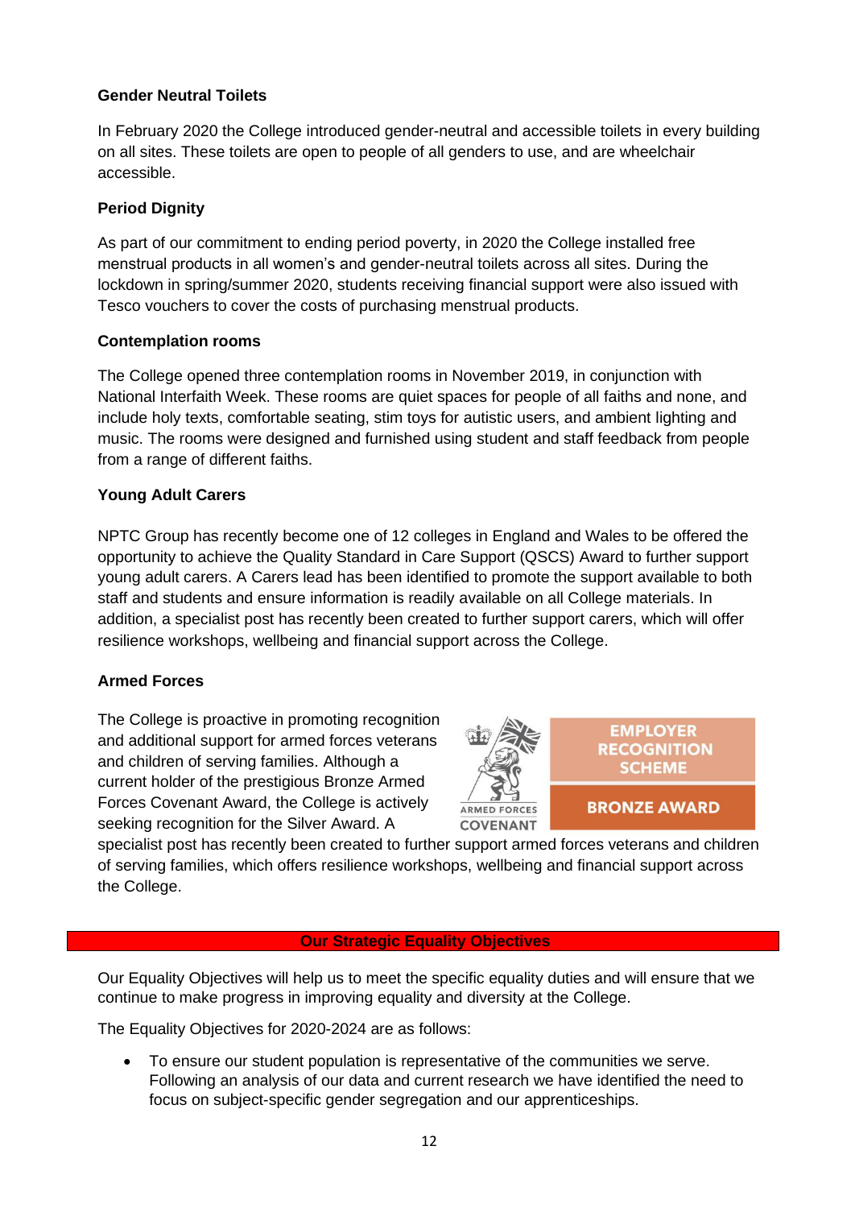**Gender Neutral Toilets**

In February 2020 the College introduced gender-neutral and accessible toilets in every building on all sites. These toilets are open to people of all genders to use, and are wheelchair accessible.

**Period Dignity**

As part of our commitment to ending period poverty, in 2020 the College installed free menstrual products in all women's and gender-neutral toilets across all sites. During the lockdown in spring/summer 2020, students receiving financial support were also issued with Tesco vouchers to cover the costs of purchasing menstrual products.

**Contemplation rooms**

The College opened three contemplation rooms in November 2019, in conjunction with National Interfaith Week. These rooms are quiet spaces for people of all faiths and none, and include holy texts, comfortable seating, stim toys for autistic users, and ambient lighting and music. The rooms were designed and furnished using student and staff feedback from people from a range of different faiths.

**Young Adult Carers**

NPTC Group has recently become one of 12 colleges in England and Wales to be offered the opportunity to achieve the Quality Standard in Care Support (QSCS) Award to further support young adult carers. A Carers lead has been identified to promote the support available to both staff and students and ensure information is readily available on all College materials. In addition, a specialist post has recently been created to further support carers, which will offer resilience workshops, wellbeing and financial support across the College.

**Armed Forces**

The College is proactive in promoting recognition and additional support for armed forces veterans and children of serving families. Although a current holder of the prestigious Bronze Armed Forces Covenant Award, the College is actively seeking recognition for the Silver Award. A specialist post has recently been created to further support armed forces veterans and children of serving families, which offers resilience workshops, wellbeing and financial support across the College.

ARMED FORCES COVENANT — EMPLOYER RECOGNITION SCHEME — BRONZE AWARD

## Our Strategic Equality Objectives

Our Equality Objectives will help us to meet the specific equality duties and will ensure that we continue to make progress in improving equality and diversity at the College.

The Equality Objectives for 2020-2024 are as follows:

- To ensure our student population is representative of the communities we serve. Following an analysis of our data and current research we have identified the need to focus on subject-specific gender segregation and our apprenticeships.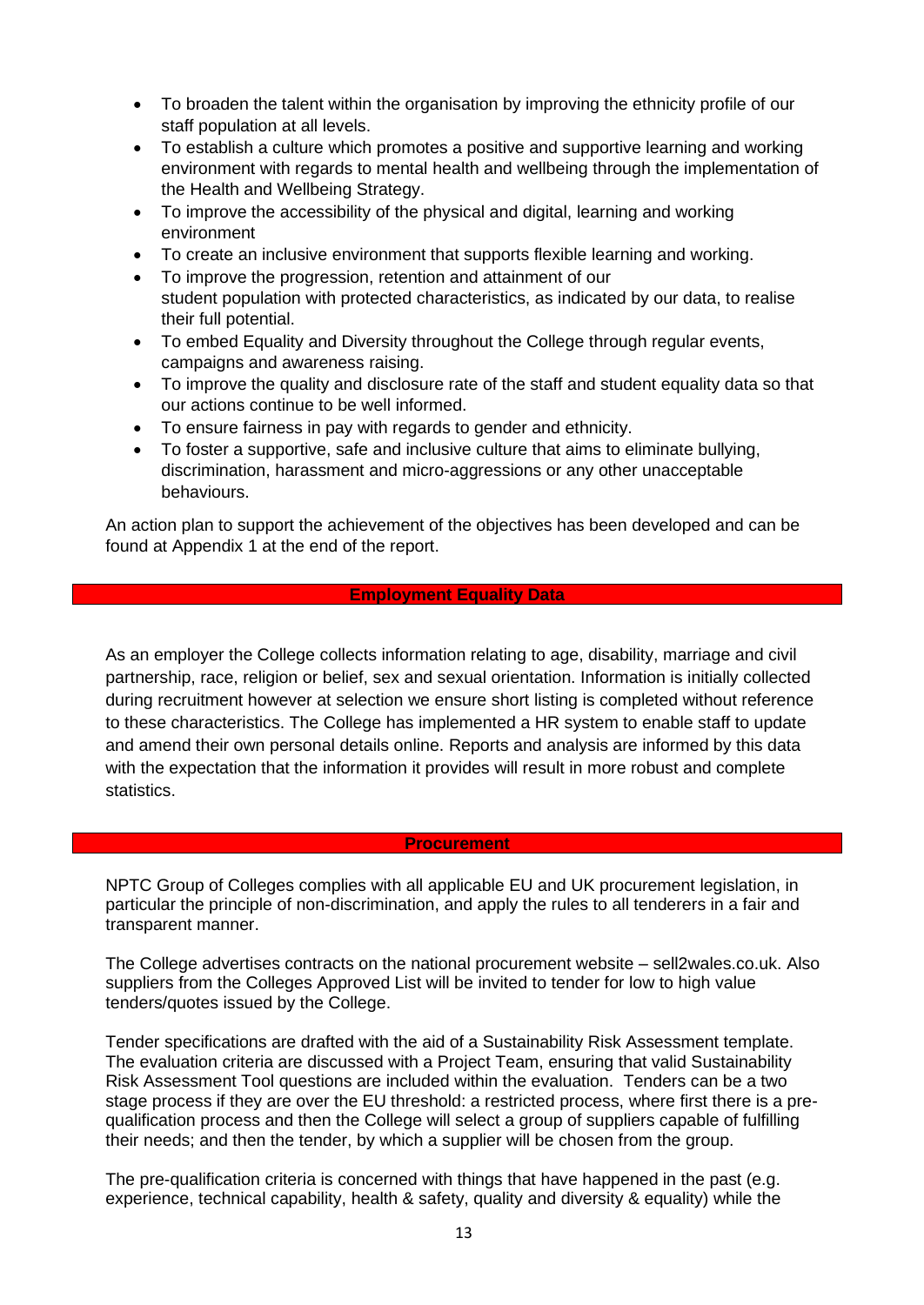- To broaden the talent within the organisation by improving the ethnicity profile of our staff population at all levels.
- To establish a culture which promotes a positive and supportive learning and working environment with regards to mental health and wellbeing through the implementation of the Health and Wellbeing Strategy.
- To improve the accessibility of the physical and digital, learning and working environment
- To create an inclusive environment that supports flexible learning and working.
- To improve the progression, retention and attainment of our student population with protected characteristics, as indicated by our data, to realise their full potential.
- To embed Equality and Diversity throughout the College through regular events, campaigns and awareness raising.
- To improve the quality and disclosure rate of the staff and student equality data so that our actions continue to be well informed.
- To ensure fairness in pay with regards to gender and ethnicity.
- To foster a supportive, safe and inclusive culture that aims to eliminate bullying, discrimination, harassment and micro-aggressions or any other unacceptable behaviours.

An action plan to support the achievement of the objectives has been developed and can be found at Appendix 1 at the end of the report.

## Employment Equality Data

As an employer the College collects information relating to age, disability, marriage and civil partnership, race, religion or belief, sex and sexual orientation. Information is initially collected during recruitment however at selection we ensure short listing is completed without reference to these characteristics. The College has implemented a HR system to enable staff to update and amend their own personal details online. Reports and analysis are informed by this data with the expectation that the information it provides will result in more robust and complete statistics.

## Procurement

NPTC Group of Colleges complies with all applicable EU and UK procurement legislation, in particular the principle of non-discrimination, and apply the rules to all tenderers in a fair and transparent manner.

The College advertises contracts on the national procurement website – sell2wales.co.uk. Also suppliers from the Colleges Approved List will be invited to tender for low to high value tenders/quotes issued by the College.

Tender specifications are drafted with the aid of a Sustainability Risk Assessment template. The evaluation criteria are discussed with a Project Team, ensuring that valid Sustainability Risk Assessment Tool questions are included within the evaluation. Tenders can be a two stage process if they are over the EU threshold: a restricted process, where first there is a pre-qualification process and then the College will select a group of suppliers capable of fulfilling their needs; and then the tender, by which a supplier will be chosen from the group.

The pre-qualification criteria is concerned with things that have happened in the past (e.g. experience, technical capability, health & safety, quality and diversity & equality) while the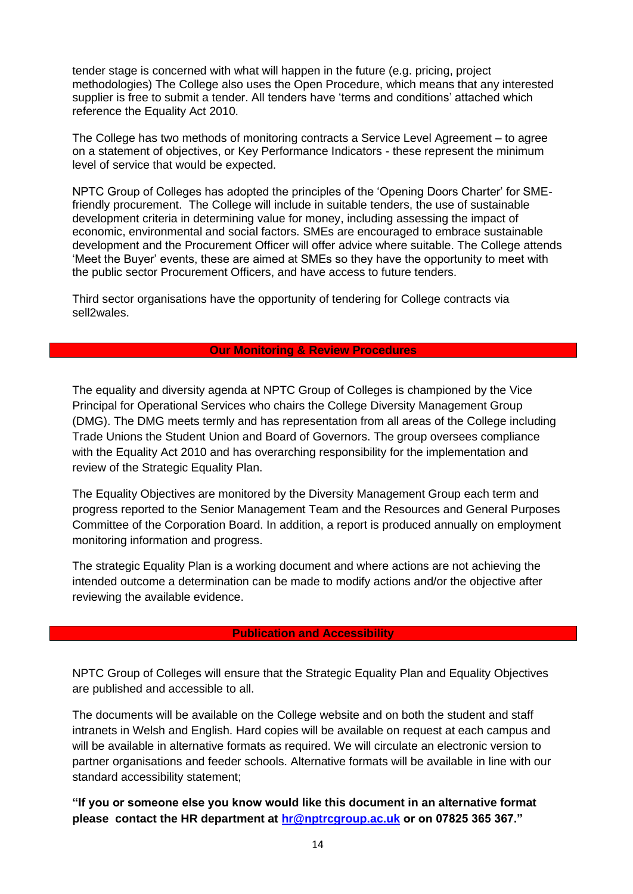tender stage is concerned with what will happen in the future (e.g. pricing, project methodologies) The College also uses the Open Procedure, which means that any interested supplier is free to submit a tender. All tenders have 'terms and conditions' attached which reference the Equality Act 2010.

The College has two methods of monitoring contracts a Service Level Agreement – to agree on a statement of objectives, or Key Performance Indicators - these represent the minimum level of service that would be expected.

NPTC Group of Colleges has adopted the principles of the 'Opening Doors Charter' for SME-friendly procurement. The College will include in suitable tenders, the use of sustainable development criteria in determining value for money, including assessing the impact of economic, environmental and social factors. SMEs are encouraged to embrace sustainable development and the Procurement Officer will offer advice where suitable. The College attends 'Meet the Buyer' events, these are aimed at SMEs so they have the opportunity to meet with the public sector Procurement Officers, and have access to future tenders.

Third sector organisations have the opportunity of tendering for College contracts via sell2wales.

## Our Monitoring & Review Procedures

The equality and diversity agenda at NPTC Group of Colleges is championed by the Vice Principal for Operational Services who chairs the College Diversity Management Group (DMG). The DMG meets termly and has representation from all areas of the College including Trade Unions the Student Union and Board of Governors. The group oversees compliance with the Equality Act 2010 and has overarching responsibility for the implementation and review of the Strategic Equality Plan.

The Equality Objectives are monitored by the Diversity Management Group each term and progress reported to the Senior Management Team and the Resources and General Purposes Committee of the Corporation Board. In addition, a report is produced annually on employment monitoring information and progress.

The strategic Equality Plan is a working document and where actions are not achieving the intended outcome a determination can be made to modify actions and/or the objective after reviewing the available evidence.

## Publication and Accessibility

NPTC Group of Colleges will ensure that the Strategic Equality Plan and Equality Objectives are published and accessible to all.

The documents will be available on the College website and on both the student and staff intranets in Welsh and English. Hard copies will be available on request at each campus and will be available in alternative formats as required. We will circulate an electronic version to partner organisations and feeder schools. Alternative formats will be available in line with our standard accessibility statement;

**"If you or someone else you know would like this document in an alternative format please contact the HR department at [hr@nptcgroup.ac.uk](mailto:hr@nptcgroup.ac.uk) or on 07825 365 367."**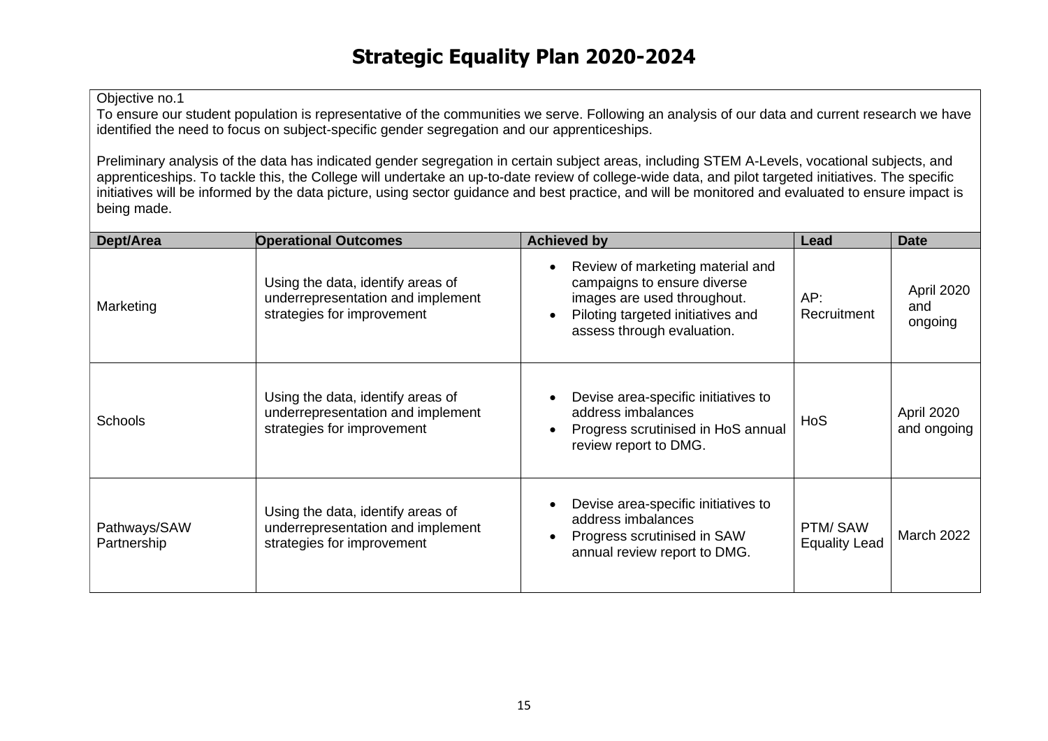# Strategic Equality Plan 2020-2024

Objective no.1
To ensure our student population is representative of the communities we serve. Following an analysis of our data and current research we have identified the need to focus on subject-specific gender segregation and our apprenticeships.

Preliminary analysis of the data has indicated gender segregation in certain subject areas, including STEM A-Levels, vocational subjects, and apprenticeships. To tackle this, the College will undertake an up-to-date review of college-wide data, and pilot targeted initiatives. The specific initiatives will be informed by the data picture, using sector guidance and best practice, and will be monitored and evaluated to ensure impact is being made.

| Dept/Area | Operational Outcomes | Achieved by | Lead | Date |
|---|---|---|---|---|
| Marketing | Using the data, identify areas of underrepresentation and implement strategies for improvement | • Review of marketing material and campaigns to ensure diverse images are used throughout.<br>• Piloting targeted initiatives and assess through evaluation. | AP: Recruitment | April 2020 and ongoing |
| Schools | Using the data, identify areas of underrepresentation and implement strategies for improvement | • Devise area-specific initiatives to address imbalances<br>• Progress scrutinised in HoS annual review report to DMG. | HoS | April 2020 and ongoing |
| Pathways/SAW Partnership | Using the data, identify areas of underrepresentation and implement strategies for improvement | • Devise area-specific initiatives to address imbalances<br>• Progress scrutinised in SAW annual review report to DMG. | PTM/ SAW Equality Lead | March 2022 |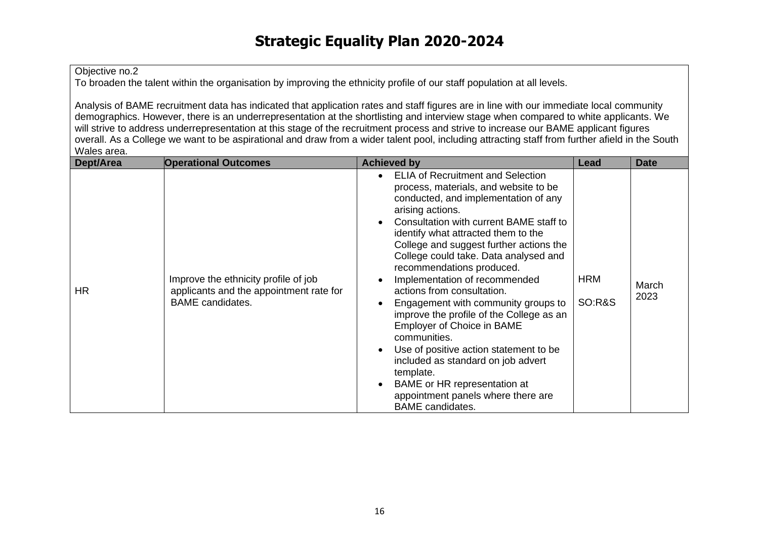# Strategic Equality Plan 2020-2024

Objective no.2

To broaden the talent within the organisation by improving the ethnicity profile of our staff population at all levels.

Analysis of BAME recruitment data has indicated that application rates and staff figures are in line with our immediate local community demographics. However, there is an underrepresentation at the shortlisting and interview stage when compared to white applicants. We will strive to address underrepresentation at this stage of the recruitment process and strive to increase our BAME applicant figures overall. As a College we want to be aspirational and draw from a wider talent pool, including attracting staff from further afield in the South Wales area.

| Dept/Area | Operational Outcomes | Achieved by | Lead | Date |
|---|---|---|---|---|
| HR | Improve the ethnicity profile of job applicants and the appointment rate for BAME candidates. | • ELIA of Recruitment and Selection process, materials, and website to be conducted, and implementation of any arising actions.<br>• Consultation with current BAME staff to identify what attracted them to the College and suggest further actions the College could take. Data analysed and recommendations produced.<br>• Implementation of recommended actions from consultation.<br>• Engagement with community groups to improve the profile of the College as an Employer of Choice in BAME communities.<br>• Use of positive action statement to be included as standard on job advert template.<br>• BAME or HR representation at appointment panels where there are BAME candidates. | HRM<br><br>SO:R&S | March 2023 |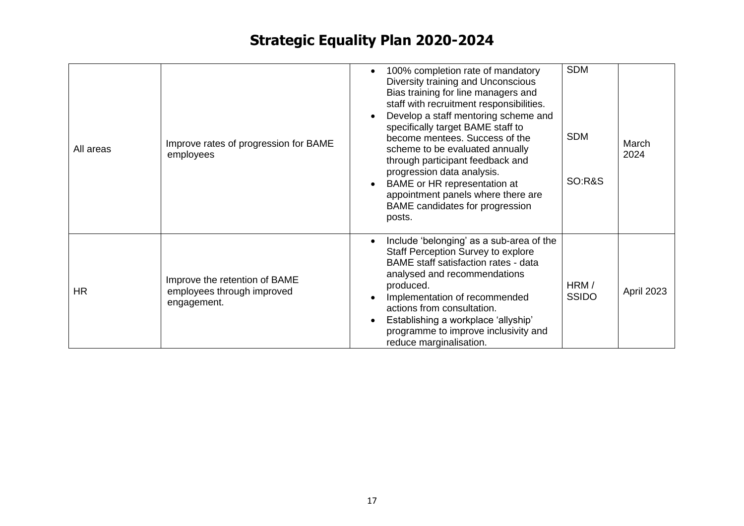# Strategic Equality Plan 2020-2024

| | | | | |
|---|---|---|---|---|
| All areas | Improve rates of progression for BAME employees | • 100% completion rate of mandatory Diversity training and Unconscious Bias training for line managers and staff with recruitment responsibilities.<br>• Develop a staff mentoring scheme and specifically target BAME staff to become mentees. Success of the scheme to be evaluated annually through participant feedback and progression data analysis.<br>• BAME or HR representation at appointment panels where there are BAME candidates for progression posts. | SDM<br><br>SDM<br><br>SO:R&S | March 2024 |
| HR | Improve the retention of BAME employees through improved engagement. | • Include 'belonging' as a sub-area of the Staff Perception Survey to explore BAME staff satisfaction rates - data analysed and recommendations produced.<br>• Implementation of recommended actions from consultation.<br>• Establishing a workplace 'allyship' programme to improve inclusivity and reduce marginalisation. | HRM / SSIDO | April 2023 |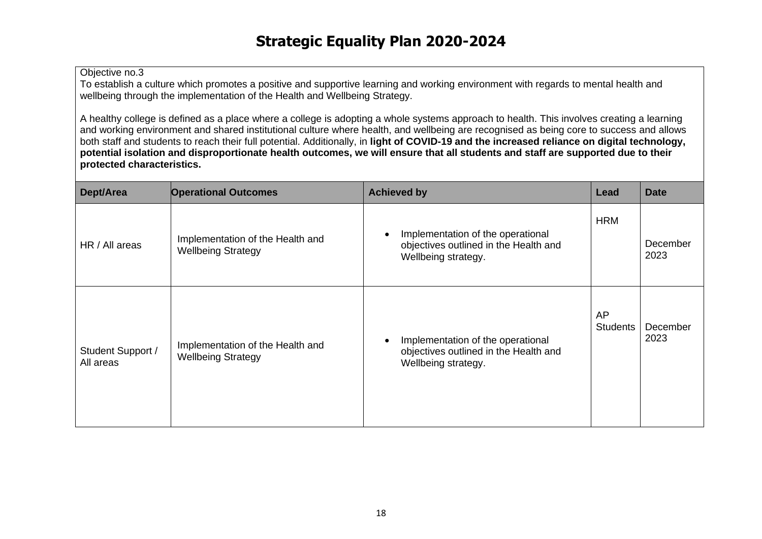# Strategic Equality Plan 2020-2024

Objective no.3

To establish a culture which promotes a positive and supportive learning and working environment with regards to mental health and wellbeing through the implementation of the Health and Wellbeing Strategy.

A healthy college is defined as a place where a college is adopting a whole systems approach to health. This involves creating a learning and working environment and shared institutional culture where health, and wellbeing are recognised as being core to success and allows both staff and students to reach their full potential. Additionally, in **light of COVID-19 and the increased reliance on digital technology, potential isolation and disproportionate health outcomes, we will ensure that all students and staff are supported due to their protected characteristics.**

| Dept/Area | Operational Outcomes | Achieved by | Lead | Date |
|---|---|---|---|---|
| HR / All areas | Implementation of the Health and Wellbeing Strategy | • Implementation of the operational objectives outlined in the Health and Wellbeing strategy. | HRM | December 2023 |
| Student Support / All areas | Implementation of the Health and Wellbeing Strategy | • Implementation of the operational objectives outlined in the Health and Wellbeing strategy. | AP Students | December 2023 |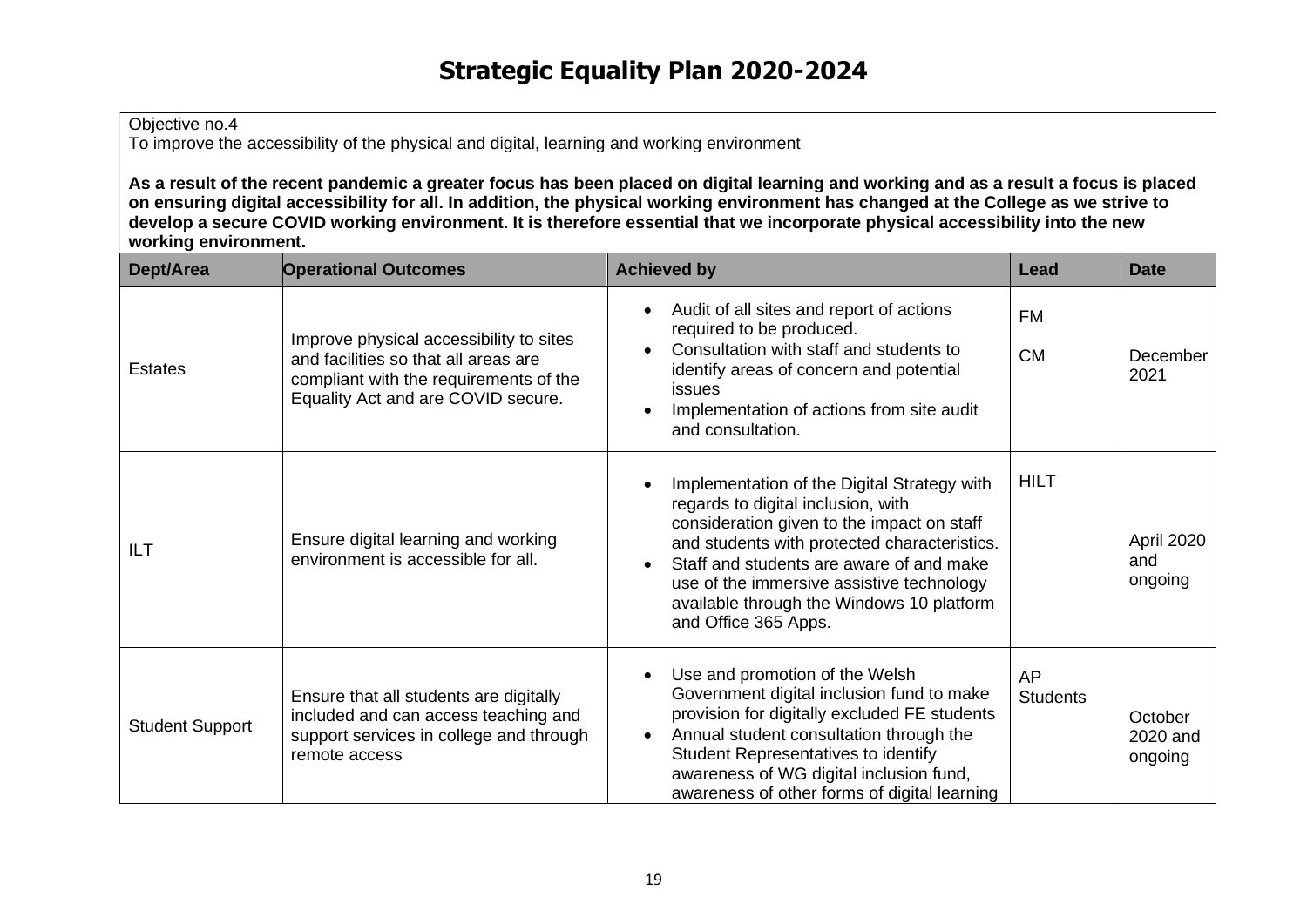# Strategic Equality Plan 2020-2024

Objective no.4
To improve the accessibility of the physical and digital, learning and working environment

**As a result of the recent pandemic a greater focus has been placed on digital learning and working and as a result a focus is placed on ensuring digital accessibility for all. In addition, the physical working environment has changed at the College as we strive to develop a secure COVID working environment. It is therefore essential that we incorporate physical accessibility into the new working environment.**

| Dept/Area | Operational Outcomes | Achieved by | Lead | Date |
|---|---|---|---|---|
| Estates | Improve physical accessibility to sites and facilities so that all areas are compliant with the requirements of the Equality Act and are COVID secure. | • Audit of all sites and report of actions required to be produced.<br>• Consultation with staff and students to identify areas of concern and potential issues<br>• Implementation of actions from site audit and consultation. | FM<br>CM | December 2021 |
| ILT | Ensure digital learning and working environment is accessible for all. | • Implementation of the Digital Strategy with regards to digital inclusion, with consideration given to the impact on staff and students with protected characteristics.<br>• Staff and students are aware of and make use of the immersive assistive technology available through the Windows 10 platform and Office 365 Apps. | HILT | April 2020 and ongoing |
| Student Support | Ensure that all students are digitally included and can access teaching and support services in college and through remote access | • Use and promotion of the Welsh Government digital inclusion fund to make provision for digitally excluded FE students<br>• Annual student consultation through the Student Representatives to identify awareness of WG digital inclusion fund, awareness of other forms of digital learning | AP Students | October 2020 and ongoing |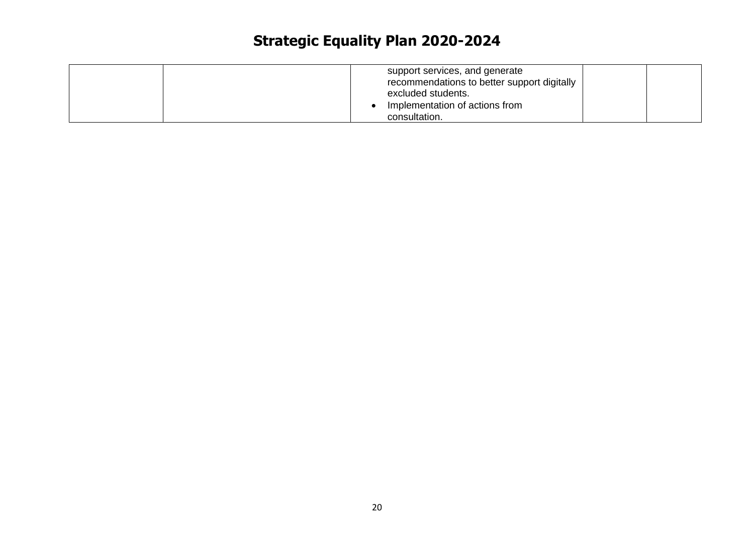# Strategic Equality Plan 2020-2024

| | | | | |
|---|---|---|---|---|
| | | support services, and generate recommendations to better support digitally excluded students.<br>• Implementation of actions from consultation. | | |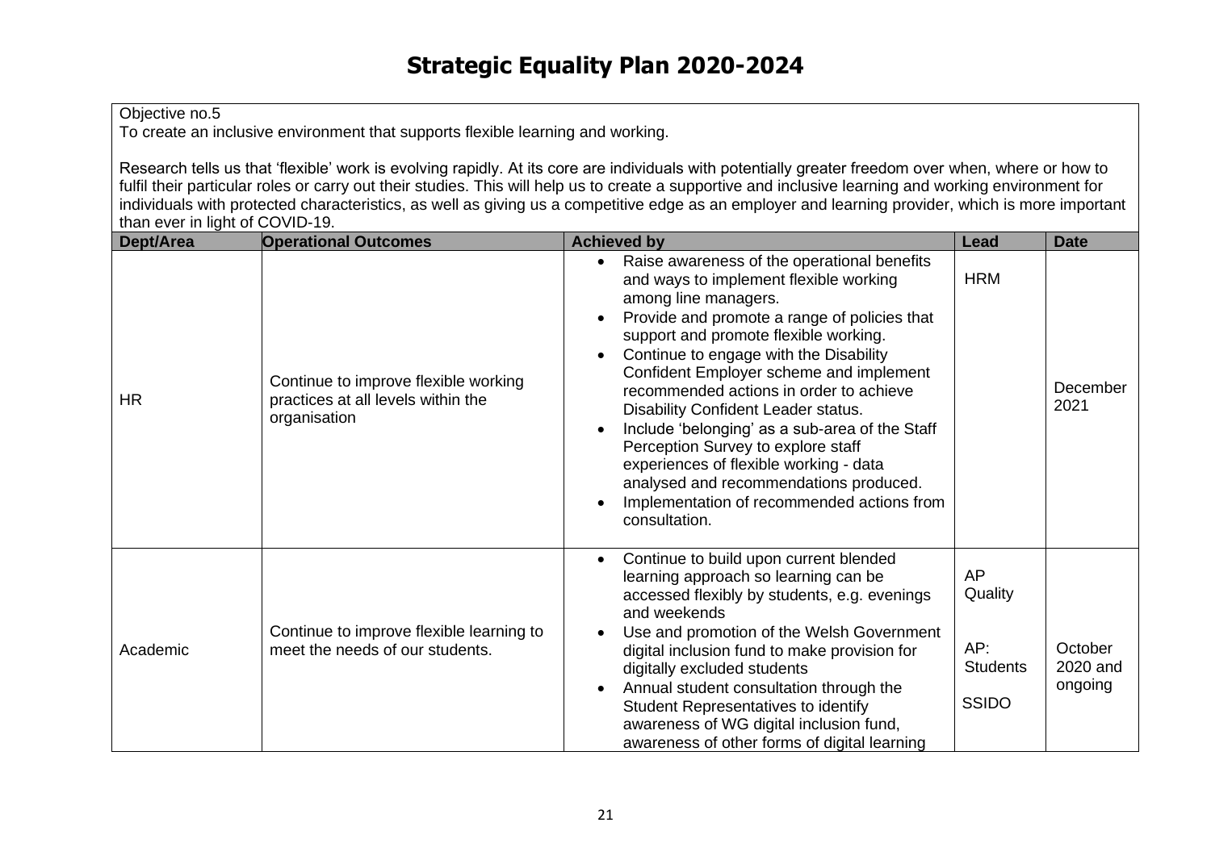# Strategic Equality Plan 2020-2024

Objective no.5
To create an inclusive environment that supports flexible learning and working.

Research tells us that 'flexible' work is evolving rapidly. At its core are individuals with potentially greater freedom over when, where or how to fulfil their particular roles or carry out their studies. This will help us to create a supportive and inclusive learning and working environment for individuals with protected characteristics, as well as giving us a competitive edge as an employer and learning provider, which is more important than ever in light of COVID-19.

| Dept/Area | Operational Outcomes | Achieved by | Lead | Date |
|---|---|---|---|---|
| HR | Continue to improve flexible working practices at all levels within the organisation | • Raise awareness of the operational benefits and ways to implement flexible working among line managers.<br>• Provide and promote a range of policies that support and promote flexible working.<br>• Continue to engage with the Disability Confident Employer scheme and implement recommended actions in order to achieve Disability Confident Leader status.<br>• Include 'belonging' as a sub-area of the Staff Perception Survey to explore staff experiences of flexible working - data analysed and recommendations produced.<br>• Implementation of recommended actions from consultation. | HRM | December 2021 |
| Academic | Continue to improve flexible learning to meet the needs of our students. | • Continue to build upon current blended learning approach so learning can be accessed flexibly by students, e.g. evenings and weekends<br>• Use and promotion of the Welsh Government digital inclusion fund to make provision for digitally excluded students<br>• Annual student consultation through the Student Representatives to identify awareness of WG digital inclusion fund, awareness of other forms of digital learning | AP Quality<br><br>AP: Students<br><br>SSIDO | October 2020 and ongoing |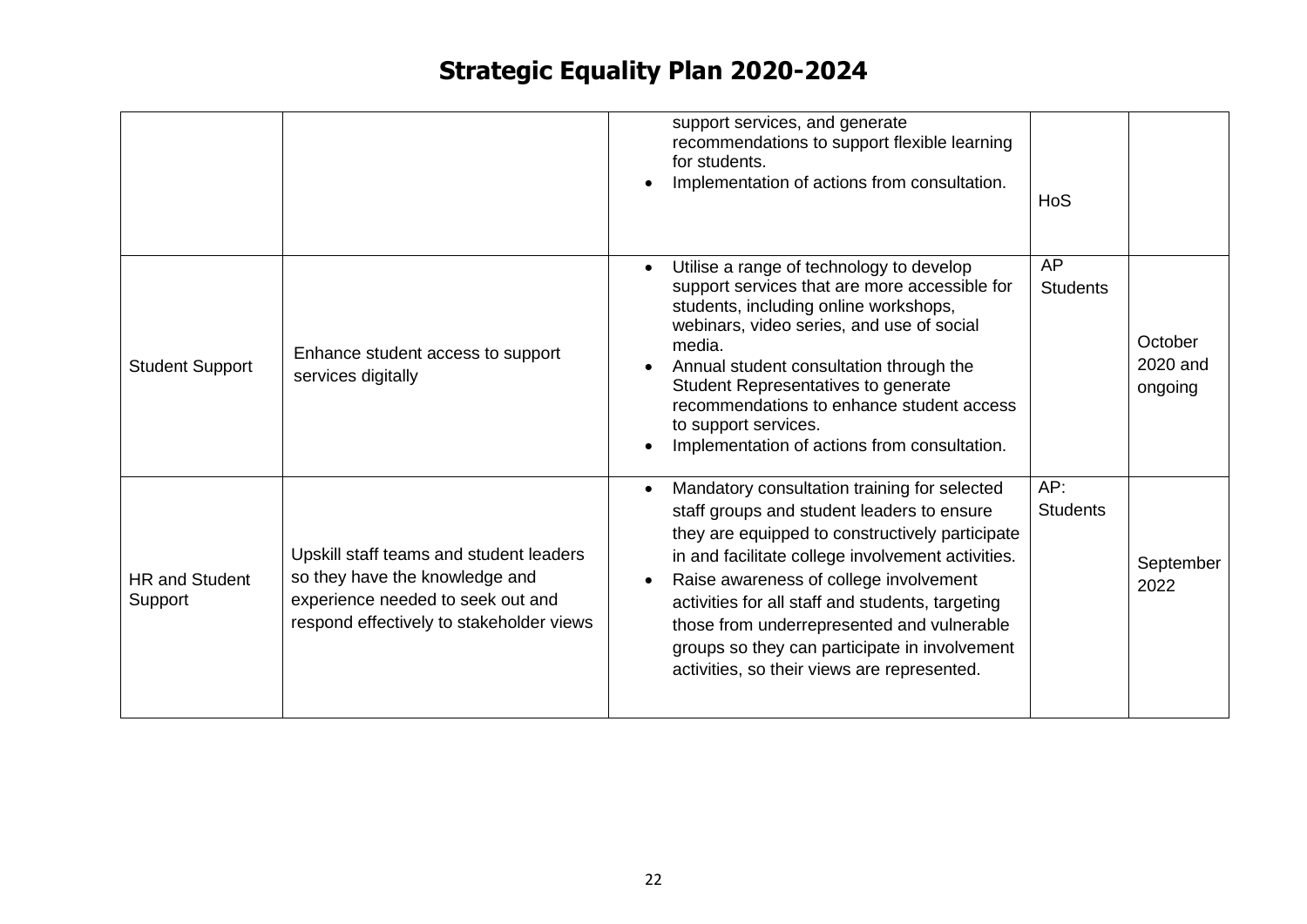# Strategic Equality Plan 2020-2024

| | | | | |
|---|---|---|---|---|
| | | support services, and generate recommendations to support flexible learning for students.<br>• Implementation of actions from consultation. | HoS | |
| Student Support | Enhance student access to support services digitally | • Utilise a range of technology to develop support services that are more accessible for students, including online workshops, webinars, video series, and use of social media.<br>• Annual student consultation through the Student Representatives to generate recommendations to enhance student access to support services.<br>• Implementation of actions from consultation. | AP Students | October 2020 and ongoing |
| HR and Student Support | Upskill staff teams and student leaders so they have the knowledge and experience needed to seek out and respond effectively to stakeholder views | • Mandatory consultation training for selected staff groups and student leaders to ensure they are equipped to constructively participate in and facilitate college involvement activities.<br>• Raise awareness of college involvement activities for all staff and students, targeting those from underrepresented and vulnerable groups so they can participate in involvement activities, so their views are represented. | AP: Students | September 2022 |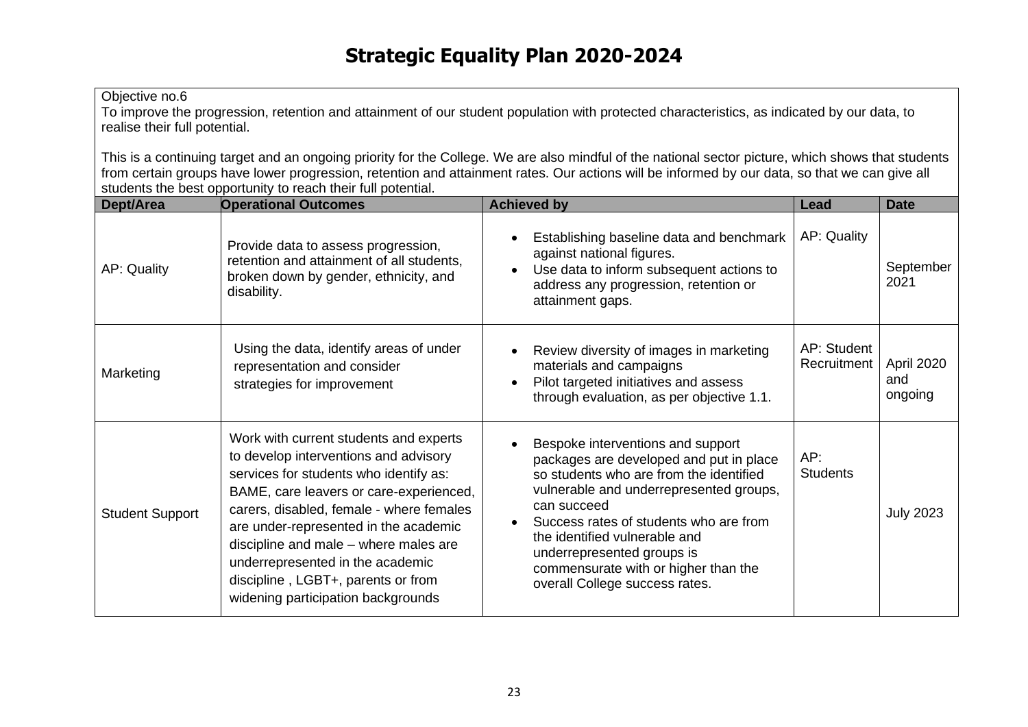# Strategic Equality Plan 2020-2024

Objective no.6

To improve the progression, retention and attainment of our student population with protected characteristics, as indicated by our data, to realise their full potential.

This is a continuing target and an ongoing priority for the College. We are also mindful of the national sector picture, which shows that students from certain groups have lower progression, retention and attainment rates. Our actions will be informed by our data, so that we can give all students the best opportunity to reach their full potential.

| Dept/Area | Operational Outcomes | Achieved by | Lead | Date |
|---|---|---|---|---|
| AP: Quality | Provide data to assess progression, retention and attainment of all students, broken down by gender, ethnicity, and disability. | • Establishing baseline data and benchmark against national figures.<br>• Use data to inform subsequent actions to address any progression, retention or attainment gaps. | AP: Quality | September 2021 |
| Marketing | Using the data, identify areas of under representation and consider strategies for improvement | • Review diversity of images in marketing materials and campaigns<br>• Pilot targeted initiatives and assess through evaluation, as per objective 1.1. | AP: Student Recruitment | April 2020 and ongoing |
| Student Support | Work with current students and experts to develop interventions and advisory services for students who identify as: BAME, care leavers or care-experienced, carers, disabled, female - where females are under-represented in the academic discipline and male – where males are underrepresented in the academic discipline , LGBT+, parents or from widening participation backgrounds | • Bespoke interventions and support packages are developed and put in place so students who are from the identified vulnerable and underrepresented groups, can succeed<br>• Success rates of students who are from the identified vulnerable and underrepresented groups is commensurate with or higher than the overall College success rates. | AP: Students | July 2023 |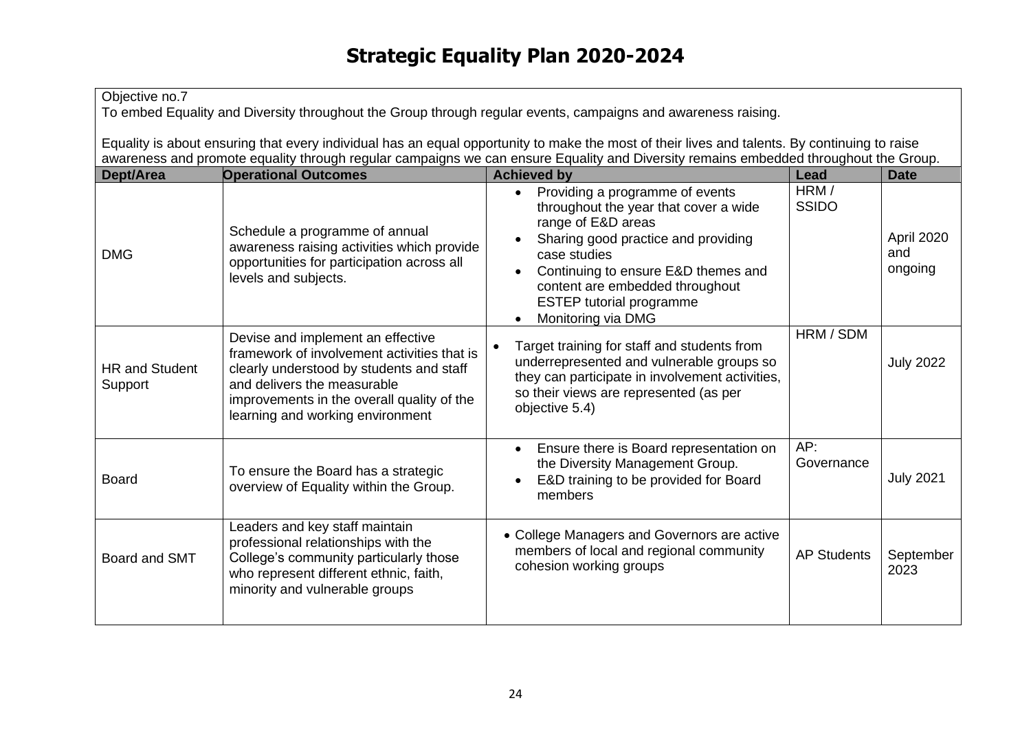# Strategic Equality Plan 2020-2024

Objective no.7
To embed Equality and Diversity throughout the Group through regular events, campaigns and awareness raising.

Equality is about ensuring that every individual has an equal opportunity to make the most of their lives and talents. By continuing to raise awareness and promote equality through regular campaigns we can ensure Equality and Diversity remains embedded throughout the Group.

| Dept/Area | Operational Outcomes | Achieved by | Lead | Date |
|---|---|---|---|---|
| DMG | Schedule a programme of annual awareness raising activities which provide opportunities for participation across all levels and subjects. | • Providing a programme of events throughout the year that cover a wide range of E&D areas<br>• Sharing good practice and providing case studies<br>• Continuing to ensure E&D themes and content are embedded throughout ESTEP tutorial programme<br>• Monitoring via DMG | HRM / SSIDO | April 2020 and ongoing |
| HR and Student Support | Devise and implement an effective framework of involvement activities that is clearly understood by students and staff and delivers the measurable improvements in the overall quality of the learning and working environment | • Target training for staff and students from underrepresented and vulnerable groups so they can participate in involvement activities, so their views are represented (as per objective 5.4) | HRM / SDM | July 2022 |
| Board | To ensure the Board has a strategic overview of Equality within the Group. | • Ensure there is Board representation on the Diversity Management Group.<br>• E&D training to be provided for Board members | AP: Governance | July 2021 |
| Board and SMT | Leaders and key staff maintain professional relationships with the College's community particularly those who represent different ethnic, faith, minority and vulnerable groups | • College Managers and Governors are active members of local and regional community cohesion working groups | AP Students | September 2023 |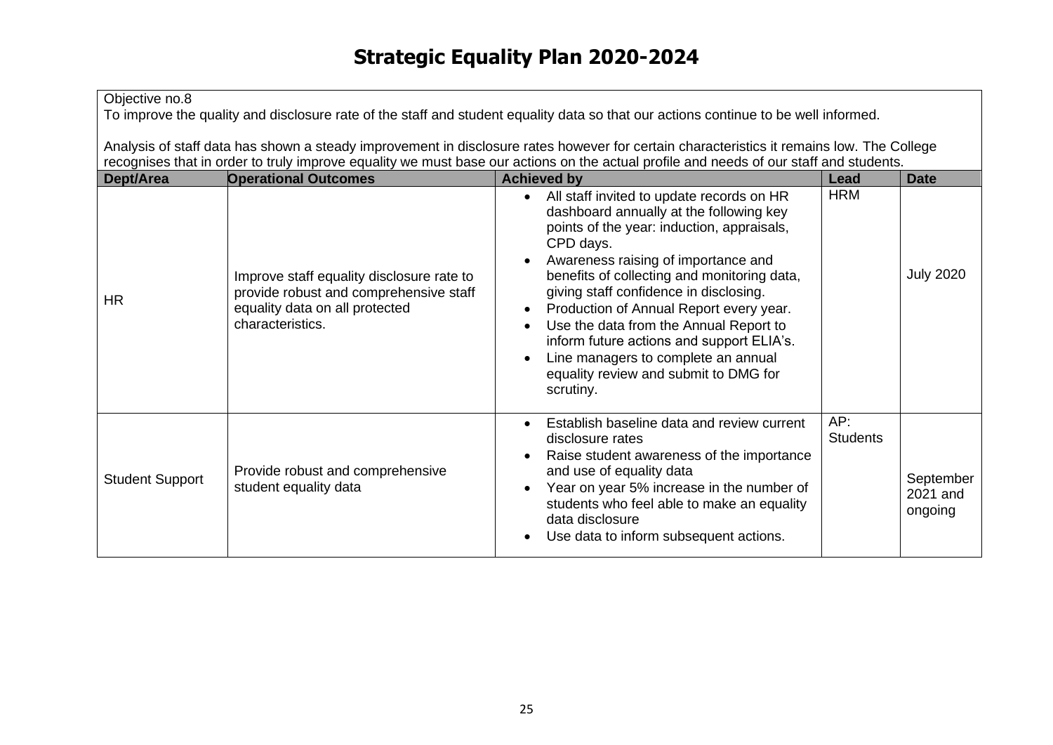# Strategic Equality Plan 2020-2024

Objective no.8
To improve the quality and disclosure rate of the staff and student equality data so that our actions continue to be well informed.

Analysis of staff data has shown a steady improvement in disclosure rates however for certain characteristics it remains low. The College recognises that in order to truly improve equality we must base our actions on the actual profile and needs of our staff and students.

| Dept/Area | Operational Outcomes | Achieved by | Lead | Date |
|---|---|---|---|---|
| HR | Improve staff equality disclosure rate to provide robust and comprehensive staff equality data on all protected characteristics. | • All staff invited to update records on HR dashboard annually at the following key points of the year: induction, appraisals, CPD days.<br>• Awareness raising of importance and benefits of collecting and monitoring data, giving staff confidence in disclosing.<br>• Production of Annual Report every year.<br>• Use the data from the Annual Report to inform future actions and support ELIA's.<br>• Line managers to complete an annual equality review and submit to DMG for scrutiny. | HRM | July 2020 |
| Student Support | Provide robust and comprehensive student equality data | • Establish baseline data and review current disclosure rates<br>• Raise student awareness of the importance and use of equality data<br>• Year on year 5% increase in the number of students who feel able to make an equality data disclosure<br>• Use data to inform subsequent actions. | AP: Students | September 2021 and ongoing |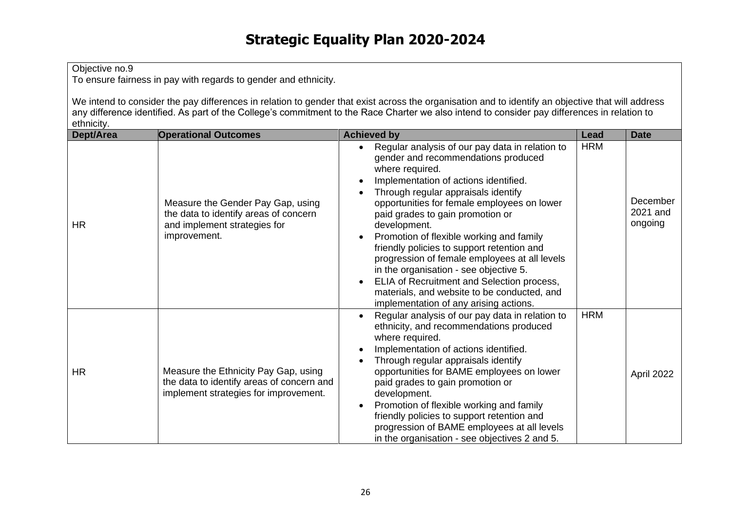# Strategic Equality Plan 2020-2024

Objective no.9
To ensure fairness in pay with regards to gender and ethnicity.

We intend to consider the pay differences in relation to gender that exist across the organisation and to identify an objective that will address any difference identified. As part of the College's commitment to the Race Charter we also intend to consider pay differences in relation to ethnicity.

| Dept/Area | Operational Outcomes | Achieved by | Lead | Date |
|---|---|---|---|---|
| HR | Measure the Gender Pay Gap, using the data to identify areas of concern and implement strategies for improvement. | • Regular analysis of our pay data in relation to gender and recommendations produced where required.<br>• Implementation of actions identified.<br>• Through regular appraisals identify opportunities for female employees on lower paid grades to gain promotion or development.<br>• Promotion of flexible working and family friendly policies to support retention and progression of female employees at all levels in the organisation - see objective 5.<br>• ELIA of Recruitment and Selection process, materials, and website to be conducted, and implementation of any arising actions. | HRM | December 2021 and ongoing |
| HR | Measure the Ethnicity Pay Gap, using the data to identify areas of concern and implement strategies for improvement. | • Regular analysis of our pay data in relation to ethnicity, and recommendations produced where required.<br>• Implementation of actions identified.<br>• Through regular appraisals identify opportunities for BAME employees on lower paid grades to gain promotion or development.<br>• Promotion of flexible working and family friendly policies to support retention and progression of BAME employees at all levels in the organisation - see objectives 2 and 5. | HRM | April 2022 |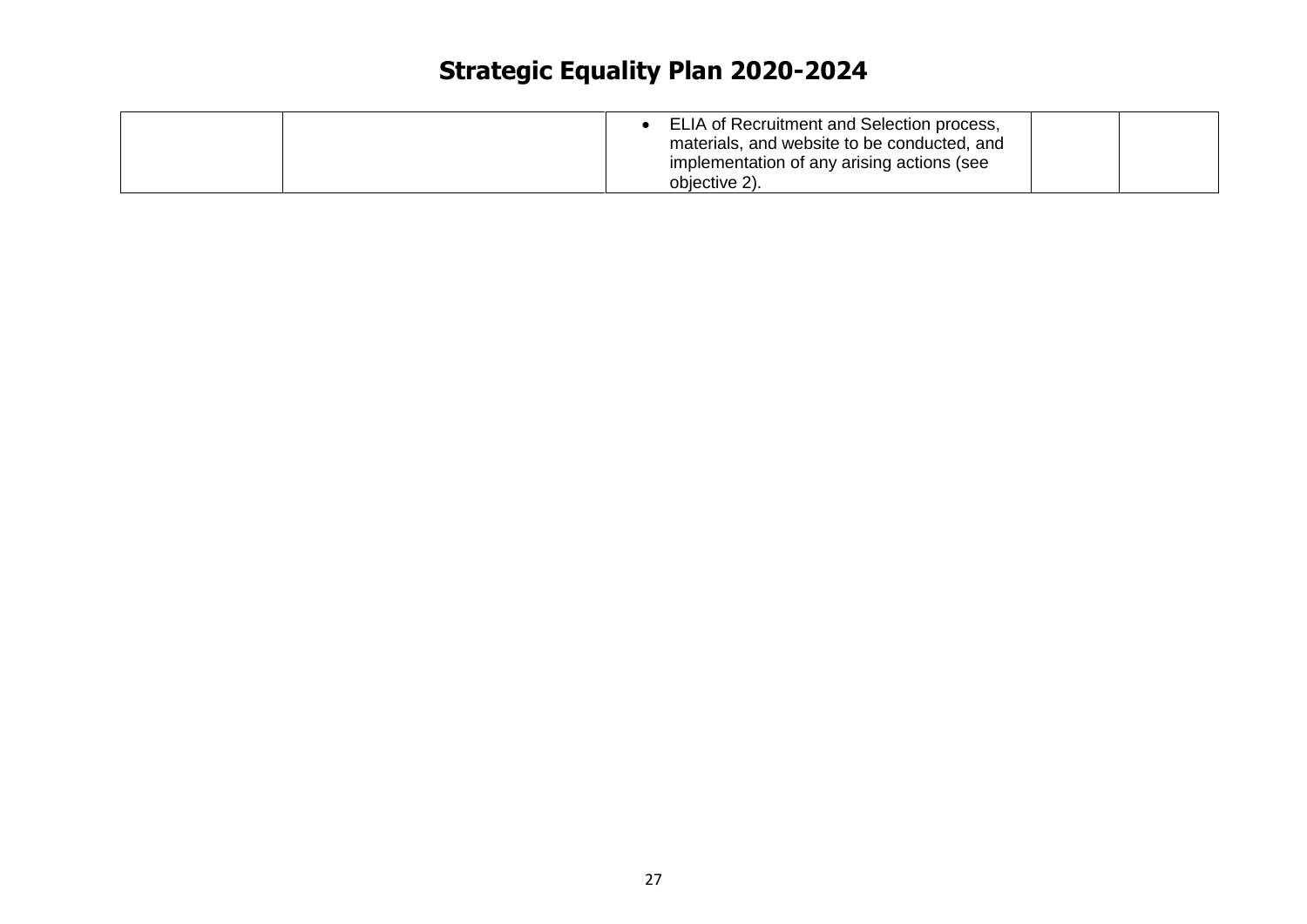# Strategic Equality Plan 2020-2024

| | | | | |
|---|---|---|---|---|
| | | • ELIA of Recruitment and Selection process, materials, and website to be conducted, and implementation of any arising actions (see objective 2). | | |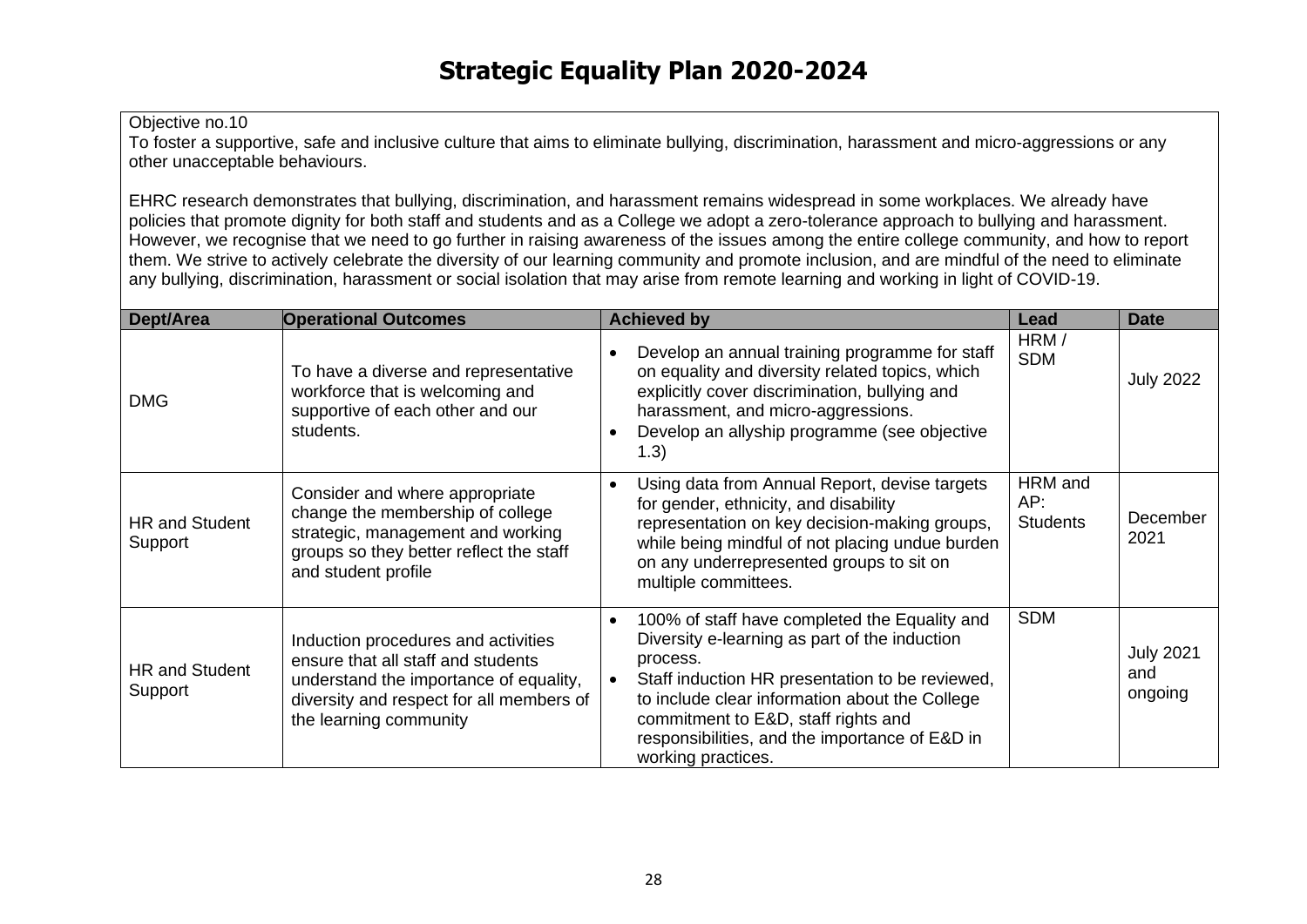# Strategic Equality Plan 2020-2024

Objective no.10
To foster a supportive, safe and inclusive culture that aims to eliminate bullying, discrimination, harassment and micro-aggressions or any other unacceptable behaviours.

EHRC research demonstrates that bullying, discrimination, and harassment remains widespread in some workplaces. We already have policies that promote dignity for both staff and students and as a College we adopt a zero-tolerance approach to bullying and harassment. However, we recognise that we need to go further in raising awareness of the issues among the entire college community, and how to report them. We strive to actively celebrate the diversity of our learning community and promote inclusion, and are mindful of the need to eliminate any bullying, discrimination, harassment or social isolation that may arise from remote learning and working in light of COVID-19.

| Dept/Area | Operational Outcomes | Achieved by | Lead | Date |
|---|---|---|---|---|
| DMG | To have a diverse and representative workforce that is welcoming and supportive of each other and our students. | • Develop an annual training programme for staff on equality and diversity related topics, which explicitly cover discrimination, bullying and harassment, and micro-aggressions.<br>• Develop an allyship programme (see objective 1.3) | HRM / SDM | July 2022 |
| HR and Student Support | Consider and where appropriate change the membership of college strategic, management and working groups so they better reflect the staff and student profile | • Using data from Annual Report, devise targets for gender, ethnicity, and disability representation on key decision-making groups, while being mindful of not placing undue burden on any underrepresented groups to sit on multiple committees. | HRM and AP: Students | December 2021 |
| HR and Student Support | Induction procedures and activities ensure that all staff and students understand the importance of equality, diversity and respect for all members of the learning community | • 100% of staff have completed the Equality and Diversity e-learning as part of the induction process.<br>• Staff induction HR presentation to be reviewed, to include clear information about the College commitment to E&D, staff rights and responsibilities, and the importance of E&D in working practices. | SDM | July 2021 and ongoing |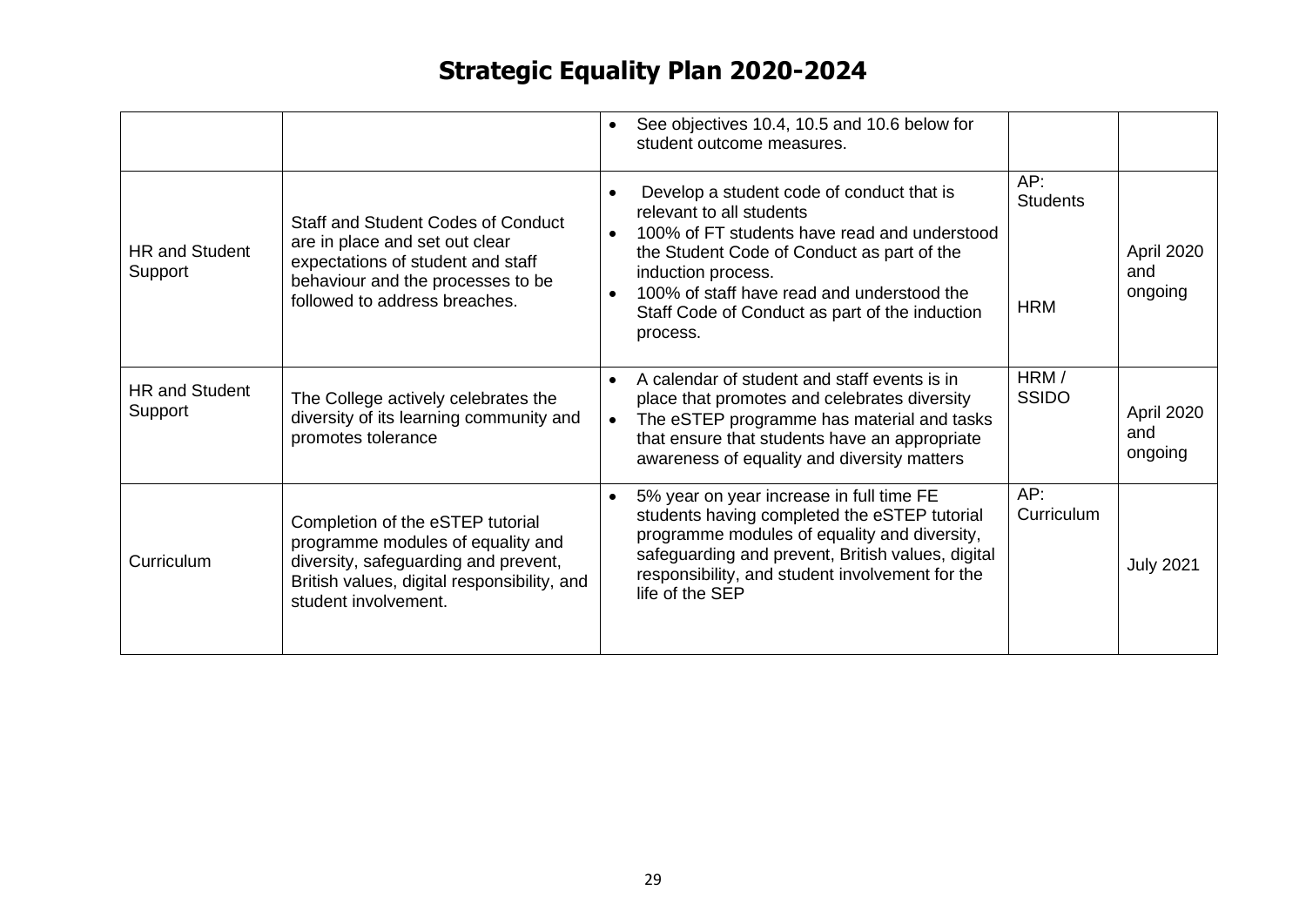# Strategic Equality Plan 2020-2024

| | | | | |
|---|---|---|---|---|
| | | • See objectives 10.4, 10.5 and 10.6 below for student outcome measures. | | |
| HR and Student Support | Staff and Student Codes of Conduct are in place and set out clear expectations of student and staff behaviour and the processes to be followed to address breaches. | • Develop a student code of conduct that is relevant to all students<br>• 100% of FT students have read and understood the Student Code of Conduct as part of the induction process.<br>• 100% of staff have read and understood the Staff Code of Conduct as part of the induction process. | AP: Students<br><br>HRM | April 2020 and ongoing |
| HR and Student Support | The College actively celebrates the diversity of its learning community and promotes tolerance | • A calendar of student and staff events is in place that promotes and celebrates diversity<br>• The eSTEP programme has material and tasks that ensure that students have an appropriate awareness of equality and diversity matters | HRM / SSIDO | April 2020 and ongoing |
| Curriculum | Completion of the eSTEP tutorial programme modules of equality and diversity, safeguarding and prevent, British values, digital responsibility, and student involvement. | • 5% year on year increase in full time FE students having completed the eSTEP tutorial programme modules of equality and diversity, safeguarding and prevent, British values, digital responsibility, and student involvement for the life of the SEP | AP: Curriculum | July 2021 |